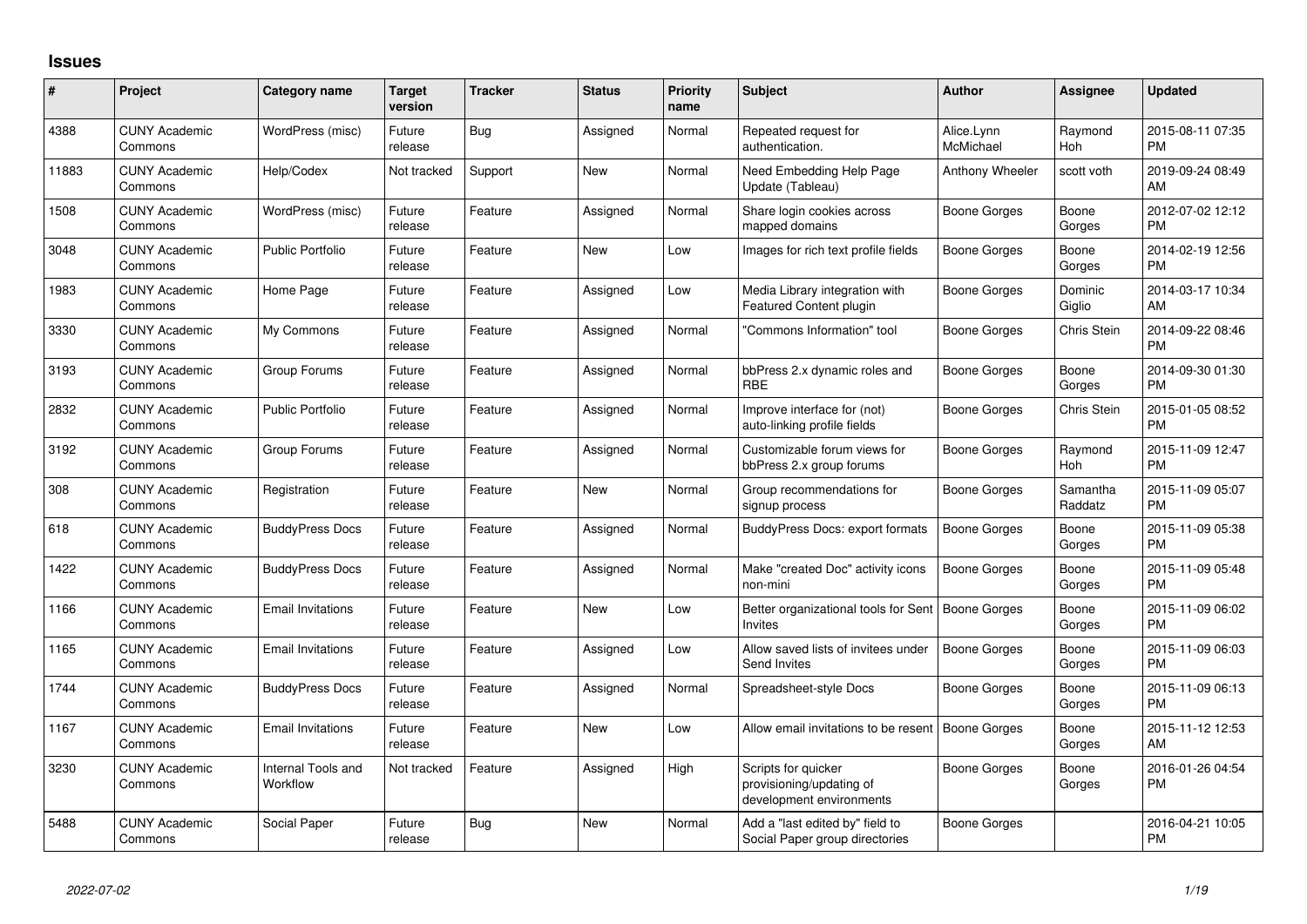# Issues

| # | Project | Category name | Target version | Tracker | Status | Priority name | Subject | Author | Assignee | Updated |
|---|---|---|---|---|---|---|---|---|---|---|
| 4388 | CUNY Academic Commons | WordPress (misc) | Future release | Bug | Assigned | Normal | Repeated request for authentication. | Alice.Lynn McMichael | Raymond Hoh | 2015-08-11 07:35 PM |
| 11883 | CUNY Academic Commons | Help/Codex | Not tracked | Support | New | Normal | Need Embedding Help Page Update (Tableau) | Anthony Wheeler | scott voth | 2019-09-24 08:49 AM |
| 1508 | CUNY Academic Commons | WordPress (misc) | Future release | Feature | Assigned | Normal | Share login cookies across mapped domains | Boone Gorges | Boone Gorges | 2012-07-02 12:12 PM |
| 3048 | CUNY Academic Commons | Public Portfolio | Future release | Feature | New | Low | Images for rich text profile fields | Boone Gorges | Boone Gorges | 2014-02-19 12:56 PM |
| 1983 | CUNY Academic Commons | Home Page | Future release | Feature | Assigned | Low | Media Library integration with Featured Content plugin | Boone Gorges | Dominic Giglio | 2014-03-17 10:34 AM |
| 3330 | CUNY Academic Commons | My Commons | Future release | Feature | Assigned | Normal | "Commons Information" tool | Boone Gorges | Chris Stein | 2014-09-22 08:46 PM |
| 3193 | CUNY Academic Commons | Group Forums | Future release | Feature | Assigned | Normal | bbPress 2.x dynamic roles and RBE | Boone Gorges | Boone Gorges | 2014-09-30 01:30 PM |
| 2832 | CUNY Academic Commons | Public Portfolio | Future release | Feature | Assigned | Normal | Improve interface for (not) auto-linking profile fields | Boone Gorges | Chris Stein | 2015-01-05 08:52 PM |
| 3192 | CUNY Academic Commons | Group Forums | Future release | Feature | Assigned | Normal | Customizable forum views for bbPress 2.x group forums | Boone Gorges | Raymond Hoh | 2015-11-09 12:47 PM |
| 308 | CUNY Academic Commons | Registration | Future release | Feature | New | Normal | Group recommendations for signup process | Boone Gorges | Samantha Raddatz | 2015-11-09 05:07 PM |
| 618 | CUNY Academic Commons | BuddyPress Docs | Future release | Feature | Assigned | Normal | BuddyPress Docs: export formats | Boone Gorges | Boone Gorges | 2015-11-09 05:38 PM |
| 1422 | CUNY Academic Commons | BuddyPress Docs | Future release | Feature | Assigned | Normal | Make "created Doc" activity icons non-mini | Boone Gorges | Boone Gorges | 2015-11-09 05:48 PM |
| 1166 | CUNY Academic Commons | Email Invitations | Future release | Feature | New | Low | Better organizational tools for Sent Invites | Boone Gorges | Boone Gorges | 2015-11-09 06:02 PM |
| 1165 | CUNY Academic Commons | Email Invitations | Future release | Feature | Assigned | Low | Allow saved lists of invitees under Send Invites | Boone Gorges | Boone Gorges | 2015-11-09 06:03 PM |
| 1744 | CUNY Academic Commons | BuddyPress Docs | Future release | Feature | Assigned | Normal | Spreadsheet-style Docs | Boone Gorges | Boone Gorges | 2015-11-09 06:13 PM |
| 1167 | CUNY Academic Commons | Email Invitations | Future release | Feature | New | Low | Allow email invitations to be resent | Boone Gorges | Boone Gorges | 2015-11-12 12:53 AM |
| 3230 | CUNY Academic Commons | Internal Tools and Workflow | Not tracked | Feature | Assigned | High | Scripts for quicker provisioning/updating of development environments | Boone Gorges | Boone Gorges | 2016-01-26 04:54 PM |
| 5488 | CUNY Academic Commons | Social Paper | Future release | Bug | New | Normal | Add a "last edited by" field to Social Paper group directories | Boone Gorges | | 2016-04-21 10:05 PM |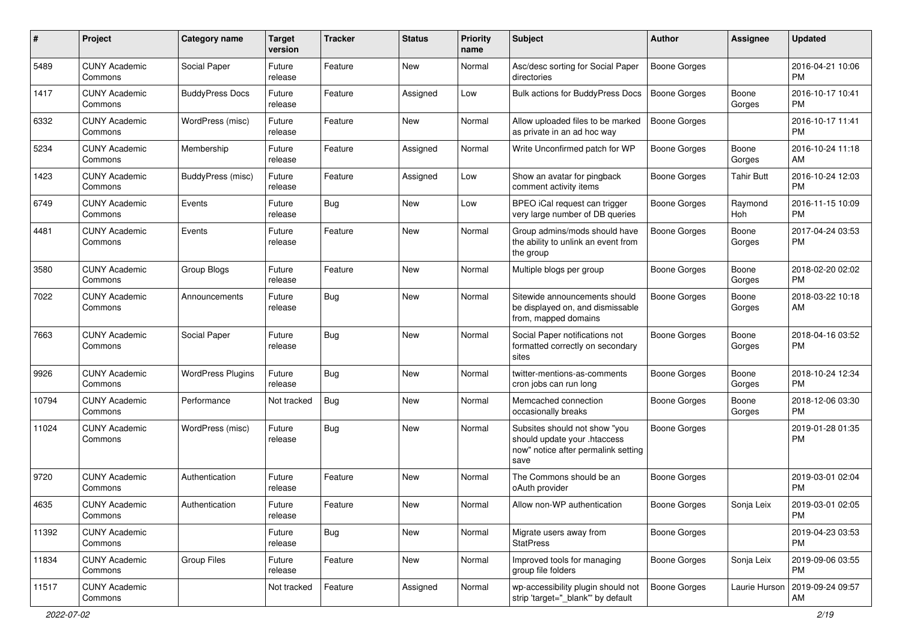| # | Project | Category name | Target version | Tracker | Status | Priority name | Subject | Author | Assignee | Updated |
|---|---|---|---|---|---|---|---|---|---|---|
| 5489 | CUNY Academic Commons | Social Paper | Future release | Feature | New | Normal | Asc/desc sorting for Social Paper directories | Boone Gorges | | 2016-04-21 10:06 PM |
| 1417 | CUNY Academic Commons | BuddyPress Docs | Future release | Feature | Assigned | Low | Bulk actions for BuddyPress Docs | Boone Gorges | Boone Gorges | 2016-10-17 10:41 PM |
| 6332 | CUNY Academic Commons | WordPress (misc) | Future release | Feature | New | Normal | Allow uploaded files to be marked as private in an ad hoc way | Boone Gorges | | 2016-10-17 11:41 PM |
| 5234 | CUNY Academic Commons | Membership | Future release | Feature | Assigned | Normal | Write Unconfirmed patch for WP | Boone Gorges | Boone Gorges | 2016-10-24 11:18 AM |
| 1423 | CUNY Academic Commons | BuddyPress (misc) | Future release | Feature | Assigned | Low | Show an avatar for pingback comment activity items | Boone Gorges | Tahir Butt | 2016-10-24 12:03 PM |
| 6749 | CUNY Academic Commons | Events | Future release | Bug | New | Low | BPEO iCal request can trigger very large number of DB queries | Boone Gorges | Raymond Hoh | 2016-11-15 10:09 PM |
| 4481 | CUNY Academic Commons | Events | Future release | Feature | New | Normal | Group admins/mods should have the ability to unlink an event from the group | Boone Gorges | Boone Gorges | 2017-04-24 03:53 PM |
| 3580 | CUNY Academic Commons | Group Blogs | Future release | Feature | New | Normal | Multiple blogs per group | Boone Gorges | Boone Gorges | 2018-02-20 02:02 PM |
| 7022 | CUNY Academic Commons | Announcements | Future release | Bug | New | Normal | Sitewide announcements should be displayed on, and dismissable from, mapped domains | Boone Gorges | Boone Gorges | 2018-03-22 10:18 AM |
| 7663 | CUNY Academic Commons | Social Paper | Future release | Bug | New | Normal | Social Paper notifications not formatted correctly on secondary sites | Boone Gorges | Boone Gorges | 2018-04-16 03:52 PM |
| 9926 | CUNY Academic Commons | WordPress Plugins | Future release | Bug | New | Normal | twitter-mentions-as-comments cron jobs can run long | Boone Gorges | Boone Gorges | 2018-10-24 12:34 PM |
| 10794 | CUNY Academic Commons | Performance | Not tracked | Bug | New | Normal | Memcached connection occasionally breaks | Boone Gorges | Boone Gorges | 2018-12-06 03:30 PM |
| 11024 | CUNY Academic Commons | WordPress (misc) | Future release | Bug | New | Normal | Subsites should not show "you should update your .htaccess now" notice after permalink setting save | Boone Gorges | | 2019-01-28 01:35 PM |
| 9720 | CUNY Academic Commons | Authentication | Future release | Feature | New | Normal | The Commons should be an oAuth provider | Boone Gorges | | 2019-03-01 02:04 PM |
| 4635 | CUNY Academic Commons | Authentication | Future release | Feature | New | Normal | Allow non-WP authentication | Boone Gorges | Sonja Leix | 2019-03-01 02:05 PM |
| 11392 | CUNY Academic Commons | | Future release | Bug | New | Normal | Migrate users away from StatPress | Boone Gorges | | 2019-04-23 03:53 PM |
| 11834 | CUNY Academic Commons | Group Files | Future release | Feature | New | Normal | Improved tools for managing group file folders | Boone Gorges | Sonja Leix | 2019-09-06 03:55 PM |
| 11517 | CUNY Academic Commons | | Not tracked | Feature | Assigned | Normal | wp-accessibility plugin should not strip 'target="_blank"' by default | Boone Gorges | Laurie Hurson | 2019-09-24 09:57 AM |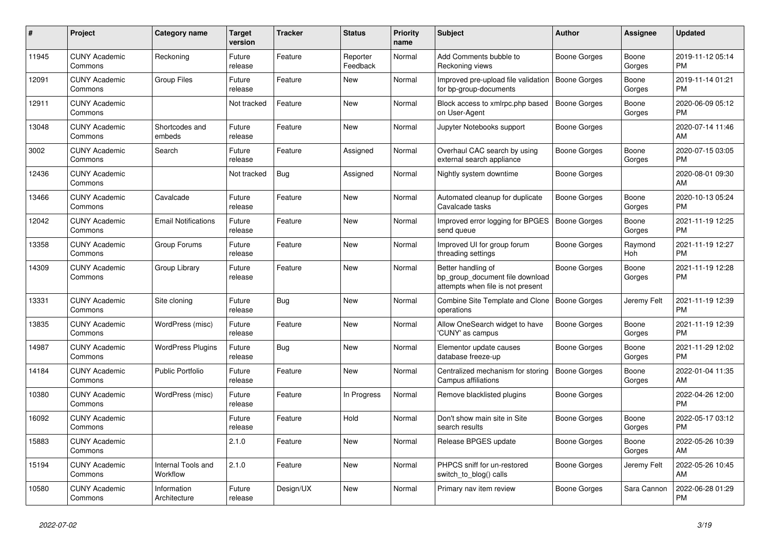| # | Project | Category name | Target version | Tracker | Status | Priority name | Subject | Author | Assignee | Updated |
|---|---|---|---|---|---|---|---|---|---|---|
| 11945 | CUNY Academic Commons | Reckoning | Future release | Feature | Reporter Feedback | Normal | Add Comments bubble to Reckoning views | Boone Gorges | Boone Gorges | 2019-11-12 05:14 PM |
| 12091 | CUNY Academic Commons | Group Files | Future release | Feature | New | Normal | Improved pre-upload file validation for bp-group-documents | Boone Gorges | Boone Gorges | 2019-11-14 01:21 PM |
| 12911 | CUNY Academic Commons | | Not tracked | Feature | New | Normal | Block access to xmlrpc.php based on User-Agent | Boone Gorges | Boone Gorges | 2020-06-09 05:12 PM |
| 13048 | CUNY Academic Commons | Shortcodes and embeds | Future release | Feature | New | Normal | Jupyter Notebooks support | Boone Gorges | | 2020-07-14 11:46 AM |
| 3002 | CUNY Academic Commons | Search | Future release | Feature | Assigned | Normal | Overhaul CAC search by using external search appliance | Boone Gorges | Boone Gorges | 2020-07-15 03:05 PM |
| 12436 | CUNY Academic Commons | | Not tracked | Bug | Assigned | Normal | Nightly system downtime | Boone Gorges | | 2020-08-01 09:30 AM |
| 13466 | CUNY Academic Commons | Cavalcade | Future release | Feature | New | Normal | Automated cleanup for duplicate Cavalcade tasks | Boone Gorges | Boone Gorges | 2020-10-13 05:24 PM |
| 12042 | CUNY Academic Commons | Email Notifications | Future release | Feature | New | Normal | Improved error logging for BPGES send queue | Boone Gorges | Boone Gorges | 2021-11-19 12:25 PM |
| 13358 | CUNY Academic Commons | Group Forums | Future release | Feature | New | Normal | Improved UI for group forum threading settings | Boone Gorges | Raymond Hoh | 2021-11-19 12:27 PM |
| 14309 | CUNY Academic Commons | Group Library | Future release | Feature | New | Normal | Better handling of bp_group_document file download attempts when file is not present | Boone Gorges | Boone Gorges | 2021-11-19 12:28 PM |
| 13331 | CUNY Academic Commons | Site cloning | Future release | Bug | New | Normal | Combine Site Template and Clone operations | Boone Gorges | Jeremy Felt | 2021-11-19 12:39 PM |
| 13835 | CUNY Academic Commons | WordPress (misc) | Future release | Feature | New | Normal | Allow OneSearch widget to have 'CUNY' as campus | Boone Gorges | Boone Gorges | 2021-11-19 12:39 PM |
| 14987 | CUNY Academic Commons | WordPress Plugins | Future release | Bug | New | Normal | Elementor update causes database freeze-up | Boone Gorges | Boone Gorges | 2021-11-29 12:02 PM |
| 14184 | CUNY Academic Commons | Public Portfolio | Future release | Feature | New | Normal | Centralized mechanism for storing Campus affiliations | Boone Gorges | Boone Gorges | 2022-01-04 11:35 AM |
| 10380 | CUNY Academic Commons | WordPress (misc) | Future release | Feature | In Progress | Normal | Remove blacklisted plugins | Boone Gorges | | 2022-04-26 12:00 PM |
| 16092 | CUNY Academic Commons | | Future release | Feature | Hold | Normal | Don't show main site in Site search results | Boone Gorges | Boone Gorges | 2022-05-17 03:12 PM |
| 15883 | CUNY Academic Commons | | 2.1.0 | Feature | New | Normal | Release BPGES update | Boone Gorges | Boone Gorges | 2022-05-26 10:39 AM |
| 15194 | CUNY Academic Commons | Internal Tools and Workflow | 2.1.0 | Feature | New | Normal | PHPCS sniff for un-restored switch_to_blog() calls | Boone Gorges | Jeremy Felt | 2022-05-26 10:45 AM |
| 10580 | CUNY Academic Commons | Information Architecture | Future release | Design/UX | New | Normal | Primary nav item review | Boone Gorges | Sara Cannon | 2022-06-28 01:29 PM |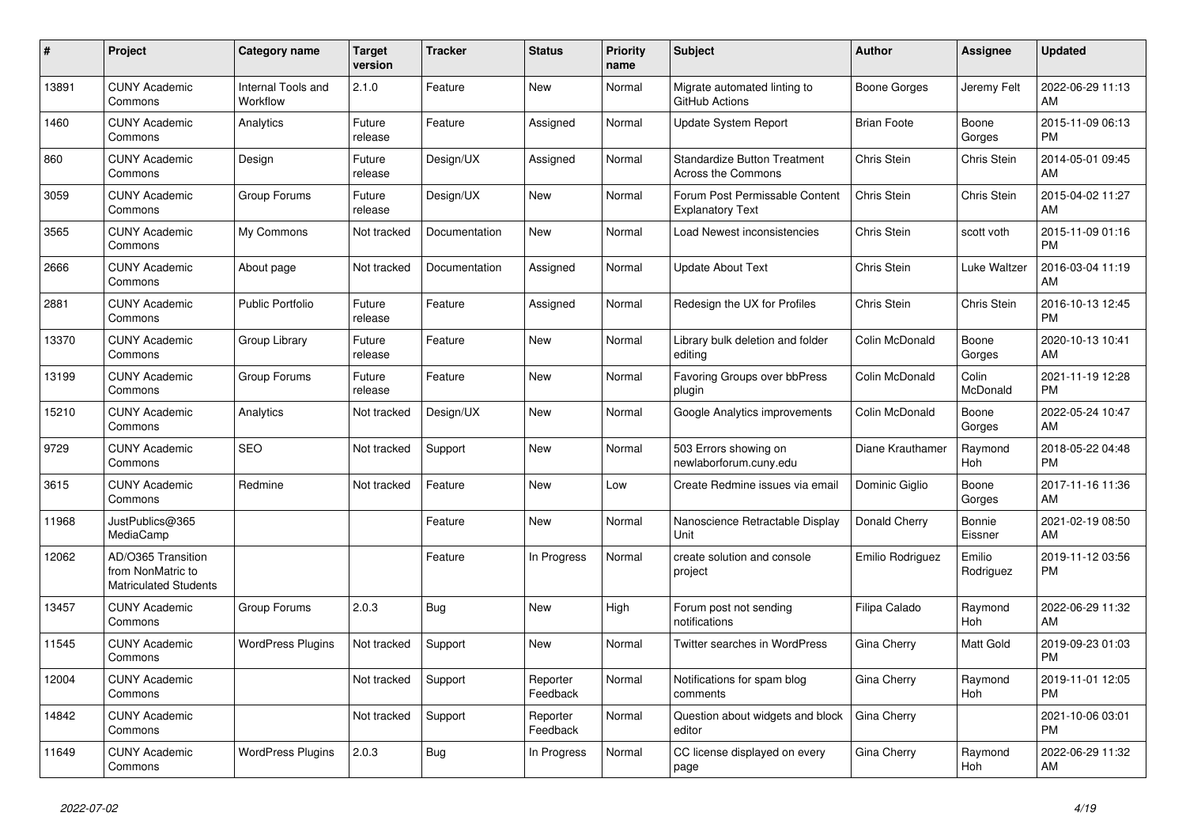| # | Project | Category name | Target version | Tracker | Status | Priority name | Subject | Author | Assignee | Updated |
|---|---|---|---|---|---|---|---|---|---|---|
| 13891 | CUNY Academic Commons | Internal Tools and Workflow | 2.1.0 | Feature | New | Normal | Migrate automated linting to GitHub Actions | Boone Gorges | Jeremy Felt | 2022-06-29 11:13 AM |
| 1460 | CUNY Academic Commons | Analytics | Future release | Feature | Assigned | Normal | Update System Report | Brian Foote | Boone Gorges | 2015-11-09 06:13 PM |
| 860 | CUNY Academic Commons | Design | Future release | Design/UX | Assigned | Normal | Standardize Button Treatment Across the Commons | Chris Stein | Chris Stein | 2014-05-01 09:45 AM |
| 3059 | CUNY Academic Commons | Group Forums | Future release | Design/UX | New | Normal | Forum Post Permissable Content Explanatory Text | Chris Stein | Chris Stein | 2015-04-02 11:27 AM |
| 3565 | CUNY Academic Commons | My Commons | Not tracked | Documentation | New | Normal | Load Newest inconsistencies | Chris Stein | scott voth | 2015-11-09 01:16 PM |
| 2666 | CUNY Academic Commons | About page | Not tracked | Documentation | Assigned | Normal | Update About Text | Chris Stein | Luke Waltzer | 2016-03-04 11:19 AM |
| 2881 | CUNY Academic Commons | Public Portfolio | Future release | Feature | Assigned | Normal | Redesign the UX for Profiles | Chris Stein | Chris Stein | 2016-10-13 12:45 PM |
| 13370 | CUNY Academic Commons | Group Library | Future release | Feature | New | Normal | Library bulk deletion and folder editing | Colin McDonald | Boone Gorges | 2020-10-13 10:41 AM |
| 13199 | CUNY Academic Commons | Group Forums | Future release | Feature | New | Normal | Favoring Groups over bbPress plugin | Colin McDonald | Colin McDonald | 2021-11-19 12:28 PM |
| 15210 | CUNY Academic Commons | Analytics | Not tracked | Design/UX | New | Normal | Google Analytics improvements | Colin McDonald | Boone Gorges | 2022-05-24 10:47 AM |
| 9729 | CUNY Academic Commons | SEO | Not tracked | Support | New | Normal | 503 Errors showing on newlaborforum.cuny.edu | Diane Krauthamer | Raymond Hoh | 2018-05-22 04:48 PM |
| 3615 | CUNY Academic Commons | Redmine | Not tracked | Feature | New | Low | Create Redmine issues via email | Dominic Giglio | Boone Gorges | 2017-11-16 11:36 AM |
| 11968 | JustPublics@365 MediaCamp | | | Feature | New | Normal | Nanoscience Retractable Display Unit | Donald Cherry | Bonnie Eissner | 2021-02-19 08:50 AM |
| 12062 | AD/O365 Transition from NonMatric to Matriculated Students | | | Feature | In Progress | Normal | create solution and console project | Emilio Rodriguez | Emilio Rodriguez | 2019-11-12 03:56 PM |
| 13457 | CUNY Academic Commons | Group Forums | 2.0.3 | Bug | New | High | Forum post not sending notifications | Filipa Calado | Raymond Hoh | 2022-06-29 11:32 AM |
| 11545 | CUNY Academic Commons | WordPress Plugins | Not tracked | Support | New | Normal | Twitter searches in WordPress | Gina Cherry | Matt Gold | 2019-09-23 01:03 PM |
| 12004 | CUNY Academic Commons | | Not tracked | Support | Reporter Feedback | Normal | Notifications for spam blog comments | Gina Cherry | Raymond Hoh | 2019-11-01 12:05 PM |
| 14842 | CUNY Academic Commons | | Not tracked | Support | Reporter Feedback | Normal | Question about widgets and block editor | Gina Cherry | | 2021-10-06 03:01 PM |
| 11649 | CUNY Academic Commons | WordPress Plugins | 2.0.3 | Bug | In Progress | Normal | CC license displayed on every page | Gina Cherry | Raymond Hoh | 2022-06-29 11:32 AM |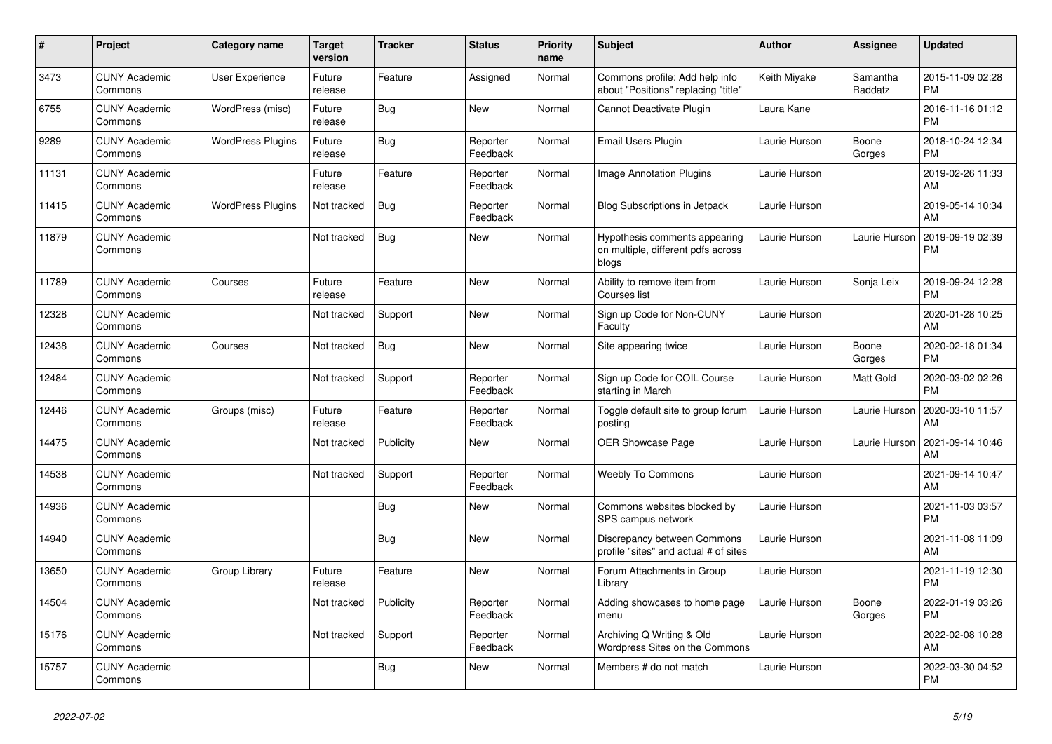| # | Project | Category name | Target version | Tracker | Status | Priority name | Subject | Author | Assignee | Updated |
|---|---|---|---|---|---|---|---|---|---|---|
| 3473 | CUNY Academic Commons | User Experience | Future release | Feature | Assigned | Normal | Commons profile: Add help info about "Positions" replacing "title" | Keith Miyake | Samantha Raddatz | 2015-11-09 02:28 PM |
| 6755 | CUNY Academic Commons | WordPress (misc) | Future release | Bug | New | Normal | Cannot Deactivate Plugin | Laura Kane | | 2016-11-16 01:12 PM |
| 9289 | CUNY Academic Commons | WordPress Plugins | Future release | Bug | Reporter Feedback | Normal | Email Users Plugin | Laurie Hurson | Boone Gorges | 2018-10-24 12:34 PM |
| 11131 | CUNY Academic Commons | | Future release | Feature | Reporter Feedback | Normal | Image Annotation Plugins | Laurie Hurson | | 2019-02-26 11:33 AM |
| 11415 | CUNY Academic Commons | WordPress Plugins | Not tracked | Bug | Reporter Feedback | Normal | Blog Subscriptions in Jetpack | Laurie Hurson | | 2019-05-14 10:34 AM |
| 11879 | CUNY Academic Commons | | Not tracked | Bug | New | Normal | Hypothesis comments appearing on multiple, different pdfs across blogs | Laurie Hurson | Laurie Hurson | 2019-09-19 02:39 PM |
| 11789 | CUNY Academic Commons | Courses | Future release | Feature | New | Normal | Ability to remove item from Courses list | Laurie Hurson | Sonja Leix | 2019-09-24 12:28 PM |
| 12328 | CUNY Academic Commons | | Not tracked | Support | New | Normal | Sign up Code for Non-CUNY Faculty | Laurie Hurson | | 2020-01-28 10:25 AM |
| 12438 | CUNY Academic Commons | Courses | Not tracked | Bug | New | Normal | Site appearing twice | Laurie Hurson | Boone Gorges | 2020-02-18 01:34 PM |
| 12484 | CUNY Academic Commons | | Not tracked | Support | Reporter Feedback | Normal | Sign up Code for COIL Course starting in March | Laurie Hurson | Matt Gold | 2020-03-02 02:26 PM |
| 12446 | CUNY Academic Commons | Groups (misc) | Future release | Feature | Reporter Feedback | Normal | Toggle default site to group forum posting | Laurie Hurson | Laurie Hurson | 2020-03-10 11:57 AM |
| 14475 | CUNY Academic Commons | | Not tracked | Publicity | New | Normal | OER Showcase Page | Laurie Hurson | Laurie Hurson | 2021-09-14 10:46 AM |
| 14538 | CUNY Academic Commons | | Not tracked | Support | Reporter Feedback | Normal | Weebly To Commons | Laurie Hurson | | 2021-09-14 10:47 AM |
| 14936 | CUNY Academic Commons | | | Bug | New | Normal | Commons websites blocked by SPS campus network | Laurie Hurson | | 2021-11-03 03:57 PM |
| 14940 | CUNY Academic Commons | | | Bug | New | Normal | Discrepancy between Commons profile "sites" and actual # of sites | Laurie Hurson | | 2021-11-08 11:09 AM |
| 13650 | CUNY Academic Commons | Group Library | Future release | Feature | New | Normal | Forum Attachments in Group Library | Laurie Hurson | | 2021-11-19 12:30 PM |
| 14504 | CUNY Academic Commons | | Not tracked | Publicity | Reporter Feedback | Normal | Adding showcases to home page menu | Laurie Hurson | Boone Gorges | 2022-01-19 03:26 PM |
| 15176 | CUNY Academic Commons | | Not tracked | Support | Reporter Feedback | Normal | Archiving Q Writing & Old Wordpress Sites on the Commons | Laurie Hurson | | 2022-02-08 10:28 AM |
| 15757 | CUNY Academic Commons | | | Bug | New | Normal | Members # do not match | Laurie Hurson | | 2022-03-30 04:52 PM |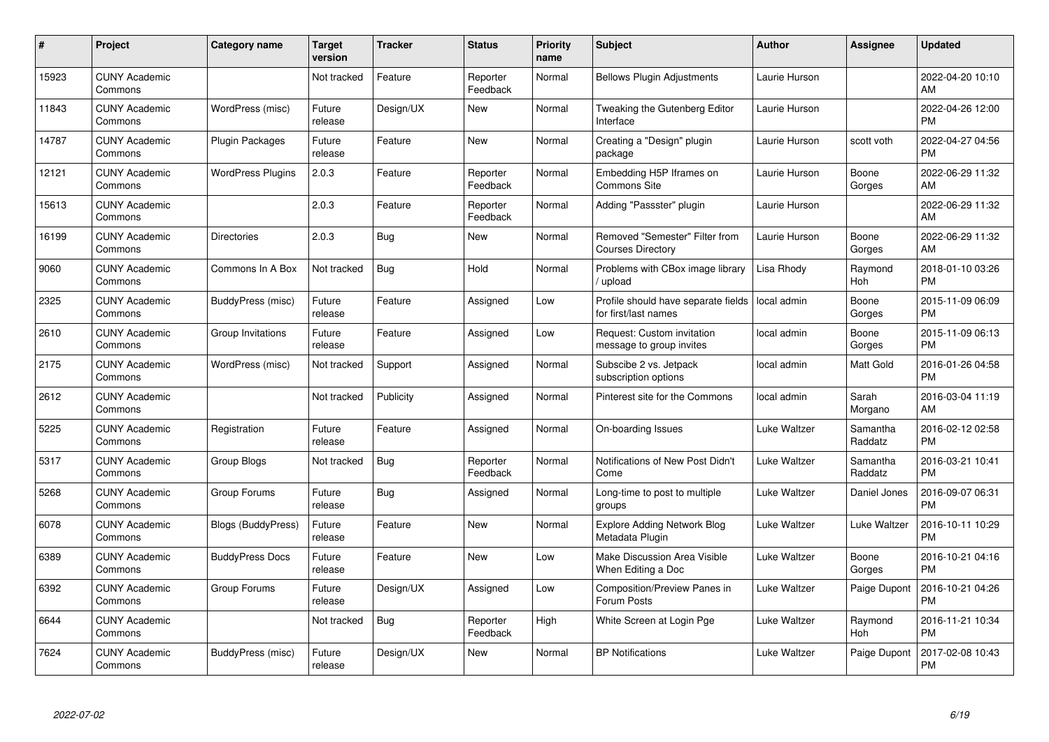| # | Project | Category name | Target version | Tracker | Status | Priority name | Subject | Author | Assignee | Updated |
|---|---|---|---|---|---|---|---|---|---|---|
| 15923 | CUNY Academic Commons | | Not tracked | Feature | Reporter Feedback | Normal | Bellows Plugin Adjustments | Laurie Hurson | | 2022-04-20 10:10 AM |
| 11843 | CUNY Academic Commons | WordPress (misc) | Future release | Design/UX | New | Normal | Tweaking the Gutenberg Editor Interface | Laurie Hurson | | 2022-04-26 12:00 PM |
| 14787 | CUNY Academic Commons | Plugin Packages | Future release | Feature | New | Normal | Creating a "Design" plugin package | Laurie Hurson | scott voth | 2022-04-27 04:56 PM |
| 12121 | CUNY Academic Commons | WordPress Plugins | 2.0.3 | Feature | Reporter Feedback | Normal | Embedding H5P Iframes on Commons Site | Laurie Hurson | Boone Gorges | 2022-06-29 11:32 AM |
| 15613 | CUNY Academic Commons | | 2.0.3 | Feature | Reporter Feedback | Normal | Adding "Passster" plugin | Laurie Hurson | | 2022-06-29 11:32 AM |
| 16199 | CUNY Academic Commons | Directories | 2.0.3 | Bug | New | Normal | Removed "Semester" Filter from Courses Directory | Laurie Hurson | Boone Gorges | 2022-06-29 11:32 AM |
| 9060 | CUNY Academic Commons | Commons In A Box | Not tracked | Bug | Hold | Normal | Problems with CBox image library / upload | Lisa Rhody | Raymond Hoh | 2018-01-10 03:26 PM |
| 2325 | CUNY Academic Commons | BuddyPress (misc) | Future release | Feature | Assigned | Low | Profile should have separate fields for first/last names | local admin | Boone Gorges | 2015-11-09 06:09 PM |
| 2610 | CUNY Academic Commons | Group Invitations | Future release | Feature | Assigned | Low | Request: Custom invitation message to group invites | local admin | Boone Gorges | 2015-11-09 06:13 PM |
| 2175 | CUNY Academic Commons | WordPress (misc) | Not tracked | Support | Assigned | Normal | Subscibe 2 vs. Jetpack subscription options | local admin | Matt Gold | 2016-01-26 04:58 PM |
| 2612 | CUNY Academic Commons | | Not tracked | Publicity | Assigned | Normal | Pinterest site for the Commons | local admin | Sarah Morgano | 2016-03-04 11:19 AM |
| 5225 | CUNY Academic Commons | Registration | Future release | Feature | Assigned | Normal | On-boarding Issues | Luke Waltzer | Samantha Raddatz | 2016-02-12 02:58 PM |
| 5317 | CUNY Academic Commons | Group Blogs | Not tracked | Bug | Reporter Feedback | Normal | Notifications of New Post Didn't Come | Luke Waltzer | Samantha Raddatz | 2016-03-21 10:41 PM |
| 5268 | CUNY Academic Commons | Group Forums | Future release | Bug | Assigned | Normal | Long-time to post to multiple groups | Luke Waltzer | Daniel Jones | 2016-09-07 06:31 PM |
| 6078 | CUNY Academic Commons | Blogs (BuddyPress) | Future release | Feature | New | Normal | Explore Adding Network Blog Metadata Plugin | Luke Waltzer | Luke Waltzer | 2016-10-11 10:29 PM |
| 6389 | CUNY Academic Commons | BuddyPress Docs | Future release | Feature | New | Low | Make Discussion Area Visible When Editing a Doc | Luke Waltzer | Boone Gorges | 2016-10-21 04:16 PM |
| 6392 | CUNY Academic Commons | Group Forums | Future release | Design/UX | Assigned | Low | Composition/Preview Panes in Forum Posts | Luke Waltzer | Paige Dupont | 2016-10-21 04:26 PM |
| 6644 | CUNY Academic Commons | | Not tracked | Bug | Reporter Feedback | High | White Screen at Login Pge | Luke Waltzer | Raymond Hoh | 2016-11-21 10:34 PM |
| 7624 | CUNY Academic Commons | BuddyPress (misc) | Future release | Design/UX | New | Normal | BP Notifications | Luke Waltzer | Paige Dupont | 2017-02-08 10:43 PM |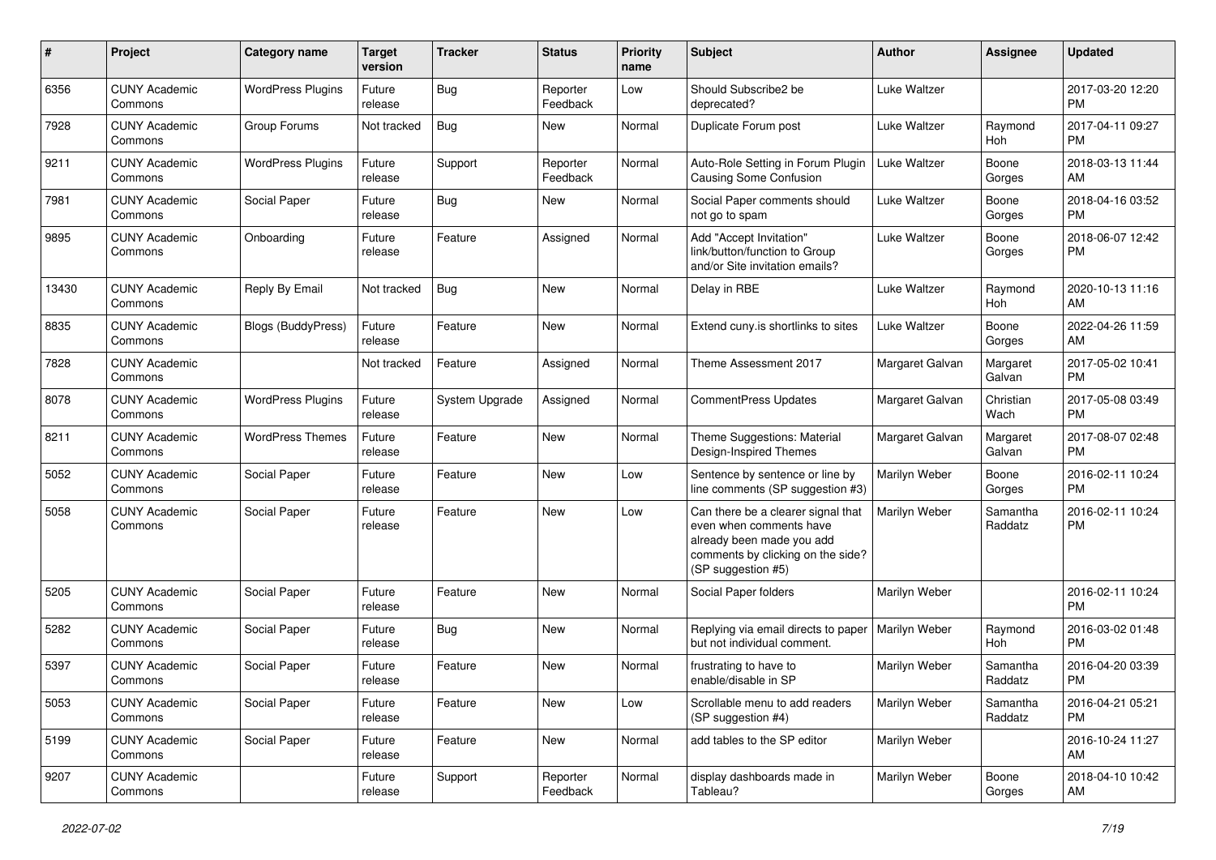| # | Project | Category name | Target version | Tracker | Status | Priority name | Subject | Author | Assignee | Updated |
|---|---|---|---|---|---|---|---|---|---|---|
| 6356 | CUNY Academic Commons | WordPress Plugins | Future release | Bug | Reporter Feedback | Low | Should Subscribe2 be deprecated? | Luke Waltzer | | 2017-03-20 12:20 PM |
| 7928 | CUNY Academic Commons | Group Forums | Not tracked | Bug | New | Normal | Duplicate Forum post | Luke Waltzer | Raymond Hoh | 2017-04-11 09:27 PM |
| 9211 | CUNY Academic Commons | WordPress Plugins | Future release | Support | Reporter Feedback | Normal | Auto-Role Setting in Forum Plugin Causing Some Confusion | Luke Waltzer | Boone Gorges | 2018-03-13 11:44 AM |
| 7981 | CUNY Academic Commons | Social Paper | Future release | Bug | New | Normal | Social Paper comments should not go to spam | Luke Waltzer | Boone Gorges | 2018-04-16 03:52 PM |
| 9895 | CUNY Academic Commons | Onboarding | Future release | Feature | Assigned | Normal | Add "Accept Invitation" link/button/function to Group and/or Site invitation emails? | Luke Waltzer | Boone Gorges | 2018-06-07 12:42 PM |
| 13430 | CUNY Academic Commons | Reply By Email | Not tracked | Bug | New | Normal | Delay in RBE | Luke Waltzer | Raymond Hoh | 2020-10-13 11:16 AM |
| 8835 | CUNY Academic Commons | Blogs (BuddyPress) | Future release | Feature | New | Normal | Extend cuny.is shortlinks to sites | Luke Waltzer | Boone Gorges | 2022-04-26 11:59 AM |
| 7828 | CUNY Academic Commons | | Not tracked | Feature | Assigned | Normal | Theme Assessment 2017 | Margaret Galvan | Margaret Galvan | 2017-05-02 10:41 PM |
| 8078 | CUNY Academic Commons | WordPress Plugins | Future release | System Upgrade | Assigned | Normal | CommentPress Updates | Margaret Galvan | Christian Wach | 2017-05-08 03:49 PM |
| 8211 | CUNY Academic Commons | WordPress Themes | Future release | Feature | New | Normal | Theme Suggestions: Material Design-Inspired Themes | Margaret Galvan | Margaret Galvan | 2017-08-07 02:48 PM |
| 5052 | CUNY Academic Commons | Social Paper | Future release | Feature | New | Low | Sentence by sentence or line by line comments (SP suggestion #3) | Marilyn Weber | Boone Gorges | 2016-02-11 10:24 PM |
| 5058 | CUNY Academic Commons | Social Paper | Future release | Feature | New | Low | Can there be a clearer signal that even when comments have already been made you add comments by clicking on the side? (SP suggestion #5) | Marilyn Weber | Samantha Raddatz | 2016-02-11 10:24 PM |
| 5205 | CUNY Academic Commons | Social Paper | Future release | Feature | New | Normal | Social Paper folders | Marilyn Weber | | 2016-02-11 10:24 PM |
| 5282 | CUNY Academic Commons | Social Paper | Future release | Bug | New | Normal | Replying via email directs to paper but not individual comment. | Marilyn Weber | Raymond Hoh | 2016-03-02 01:48 PM |
| 5397 | CUNY Academic Commons | Social Paper | Future release | Feature | New | Normal | frustrating to have to enable/disable in SP | Marilyn Weber | Samantha Raddatz | 2016-04-20 03:39 PM |
| 5053 | CUNY Academic Commons | Social Paper | Future release | Feature | New | Low | Scrollable menu to add readers (SP suggestion #4) | Marilyn Weber | Samantha Raddatz | 2016-04-21 05:21 PM |
| 5199 | CUNY Academic Commons | Social Paper | Future release | Feature | New | Normal | add tables to the SP editor | Marilyn Weber | | 2016-10-24 11:27 AM |
| 9207 | CUNY Academic Commons | | Future release | Support | Reporter Feedback | Normal | display dashboards made in Tableau? | Marilyn Weber | Boone Gorges | 2018-04-10 10:42 AM |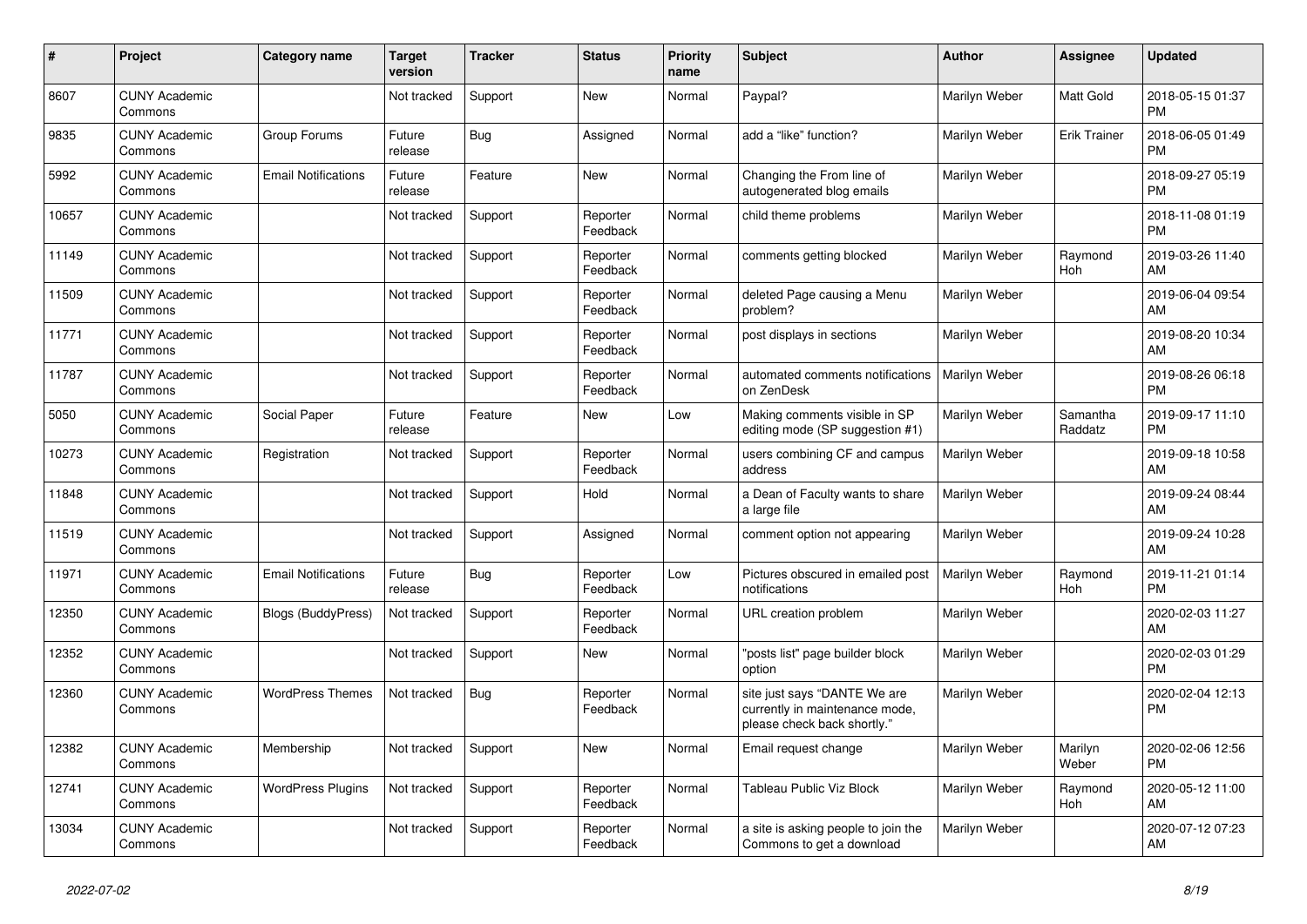| # | Project | Category name | Target version | Tracker | Status | Priority name | Subject | Author | Assignee | Updated |
|---|---|---|---|---|---|---|---|---|---|---|
| 8607 | CUNY Academic Commons | | Not tracked | Support | New | Normal | Paypal? | Marilyn Weber | Matt Gold | 2018-05-15 01:37 PM |
| 9835 | CUNY Academic Commons | Group Forums | Future release | Bug | Assigned | Normal | add a "like" function? | Marilyn Weber | Erik Trainer | 2018-06-05 01:49 PM |
| 5992 | CUNY Academic Commons | Email Notifications | Future release | Feature | New | Normal | Changing the From line of autogenerated blog emails | Marilyn Weber | | 2018-09-27 05:19 PM |
| 10657 | CUNY Academic Commons | | Not tracked | Support | Reporter Feedback | Normal | child theme problems | Marilyn Weber | | 2018-11-08 01:19 PM |
| 11149 | CUNY Academic Commons | | Not tracked | Support | Reporter Feedback | Normal | comments getting blocked | Marilyn Weber | Raymond Hoh | 2019-03-26 11:40 AM |
| 11509 | CUNY Academic Commons | | Not tracked | Support | Reporter Feedback | Normal | deleted Page causing a Menu problem? | Marilyn Weber | | 2019-06-04 09:54 AM |
| 11771 | CUNY Academic Commons | | Not tracked | Support | Reporter Feedback | Normal | post displays in sections | Marilyn Weber | | 2019-08-20 10:34 AM |
| 11787 | CUNY Academic Commons | | Not tracked | Support | Reporter Feedback | Normal | automated comments notifications on ZenDesk | Marilyn Weber | | 2019-08-26 06:18 PM |
| 5050 | CUNY Academic Commons | Social Paper | Future release | Feature | New | Low | Making comments visible in SP editing mode (SP suggestion #1) | Marilyn Weber | Samantha Raddatz | 2019-09-17 11:10 PM |
| 10273 | CUNY Academic Commons | Registration | Not tracked | Support | Reporter Feedback | Normal | users combining CF and campus address | Marilyn Weber | | 2019-09-18 10:58 AM |
| 11848 | CUNY Academic Commons | | Not tracked | Support | Hold | Normal | a Dean of Faculty wants to share a large file | Marilyn Weber | | 2019-09-24 08:44 AM |
| 11519 | CUNY Academic Commons | | Not tracked | Support | Assigned | Normal | comment option not appearing | Marilyn Weber | | 2019-09-24 10:28 AM |
| 11971 | CUNY Academic Commons | Email Notifications | Future release | Bug | Reporter Feedback | Low | Pictures obscured in emailed post notifications | Marilyn Weber | Raymond Hoh | 2019-11-21 01:14 PM |
| 12350 | CUNY Academic Commons | Blogs (BuddyPress) | Not tracked | Support | Reporter Feedback | Normal | URL creation problem | Marilyn Weber | | 2020-02-03 11:27 AM |
| 12352 | CUNY Academic Commons | | Not tracked | Support | New | Normal | "posts list" page builder block option | Marilyn Weber | | 2020-02-03 01:29 PM |
| 12360 | CUNY Academic Commons | WordPress Themes | Not tracked | Bug | Reporter Feedback | Normal | site just says "DANTE We are currently in maintenance mode, please check back shortly." | Marilyn Weber | | 2020-02-04 12:13 PM |
| 12382 | CUNY Academic Commons | Membership | Not tracked | Support | New | Normal | Email request change | Marilyn Weber | Marilyn Weber | 2020-02-06 12:56 PM |
| 12741 | CUNY Academic Commons | WordPress Plugins | Not tracked | Support | Reporter Feedback | Normal | Tableau Public Viz Block | Marilyn Weber | Raymond Hoh | 2020-05-12 11:00 AM |
| 13034 | CUNY Academic Commons | | Not tracked | Support | Reporter Feedback | Normal | a site is asking people to join the Commons to get a download | Marilyn Weber | | 2020-07-12 07:23 AM |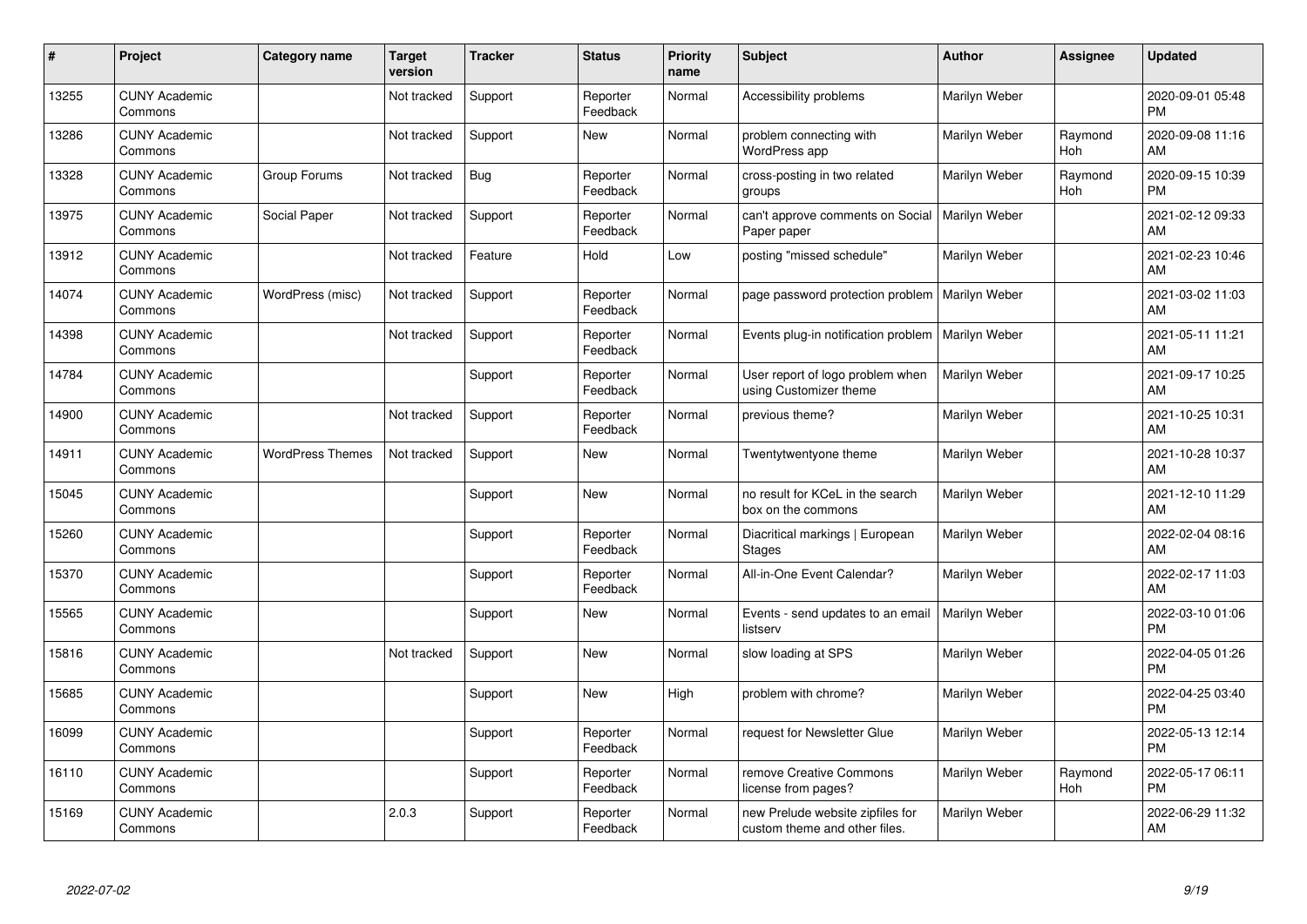| # | Project | Category name | Target version | Tracker | Status | Priority name | Subject | Author | Assignee | Updated |
|---|---|---|---|---|---|---|---|---|---|---|
| 13255 | CUNY Academic Commons | | Not tracked | Support | Reporter Feedback | Normal | Accessibility problems | Marilyn Weber | | 2020-09-01 05:48 PM |
| 13286 | CUNY Academic Commons | | Not tracked | Support | New | Normal | problem connecting with WordPress app | Marilyn Weber | Raymond Hoh | 2020-09-08 11:16 AM |
| 13328 | CUNY Academic Commons | Group Forums | Not tracked | Bug | Reporter Feedback | Normal | cross-posting in two related groups | Marilyn Weber | Raymond Hoh | 2020-09-15 10:39 PM |
| 13975 | CUNY Academic Commons | Social Paper | Not tracked | Support | Reporter Feedback | Normal | can't approve comments on Social Paper paper | Marilyn Weber | | 2021-02-12 09:33 AM |
| 13912 | CUNY Academic Commons | | Not tracked | Feature | Hold | Low | posting "missed schedule" | Marilyn Weber | | 2021-02-23 10:46 AM |
| 14074 | CUNY Academic Commons | WordPress (misc) | Not tracked | Support | Reporter Feedback | Normal | page password protection problem | Marilyn Weber | | 2021-03-02 11:03 AM |
| 14398 | CUNY Academic Commons | | Not tracked | Support | Reporter Feedback | Normal | Events plug-in notification problem | Marilyn Weber | | 2021-05-11 11:21 AM |
| 14784 | CUNY Academic Commons | | | Support | Reporter Feedback | Normal | User report of logo problem when using Customizer theme | Marilyn Weber | | 2021-09-17 10:25 AM |
| 14900 | CUNY Academic Commons | | Not tracked | Support | Reporter Feedback | Normal | previous theme? | Marilyn Weber | | 2021-10-25 10:31 AM |
| 14911 | CUNY Academic Commons | WordPress Themes | Not tracked | Support | New | Normal | Twentytwentyone theme | Marilyn Weber | | 2021-10-28 10:37 AM |
| 15045 | CUNY Academic Commons | | | Support | New | Normal | no result for KCeL in the search box on the commons | Marilyn Weber | | 2021-12-10 11:29 AM |
| 15260 | CUNY Academic Commons | | | Support | Reporter Feedback | Normal | Diacritical markings \| European Stages | Marilyn Weber | | 2022-02-04 08:16 AM |
| 15370 | CUNY Academic Commons | | | Support | Reporter Feedback | Normal | All-in-One Event Calendar? | Marilyn Weber | | 2022-02-17 11:03 AM |
| 15565 | CUNY Academic Commons | | | Support | New | Normal | Events - send updates to an email listserv | Marilyn Weber | | 2022-03-10 01:06 PM |
| 15816 | CUNY Academic Commons | | Not tracked | Support | New | Normal | slow loading at SPS | Marilyn Weber | | 2022-04-05 01:26 PM |
| 15685 | CUNY Academic Commons | | | Support | New | High | problem with chrome? | Marilyn Weber | | 2022-04-25 03:40 PM |
| 16099 | CUNY Academic Commons | | | Support | Reporter Feedback | Normal | request for Newsletter Glue | Marilyn Weber | | 2022-05-13 12:14 PM |
| 16110 | CUNY Academic Commons | | | Support | Reporter Feedback | Normal | remove Creative Commons license from pages? | Marilyn Weber | Raymond Hoh | 2022-05-17 06:11 PM |
| 15169 | CUNY Academic Commons | | 2.0.3 | Support | Reporter Feedback | Normal | new Prelude website zipfiles for custom theme and other files. | Marilyn Weber | | 2022-06-29 11:32 AM |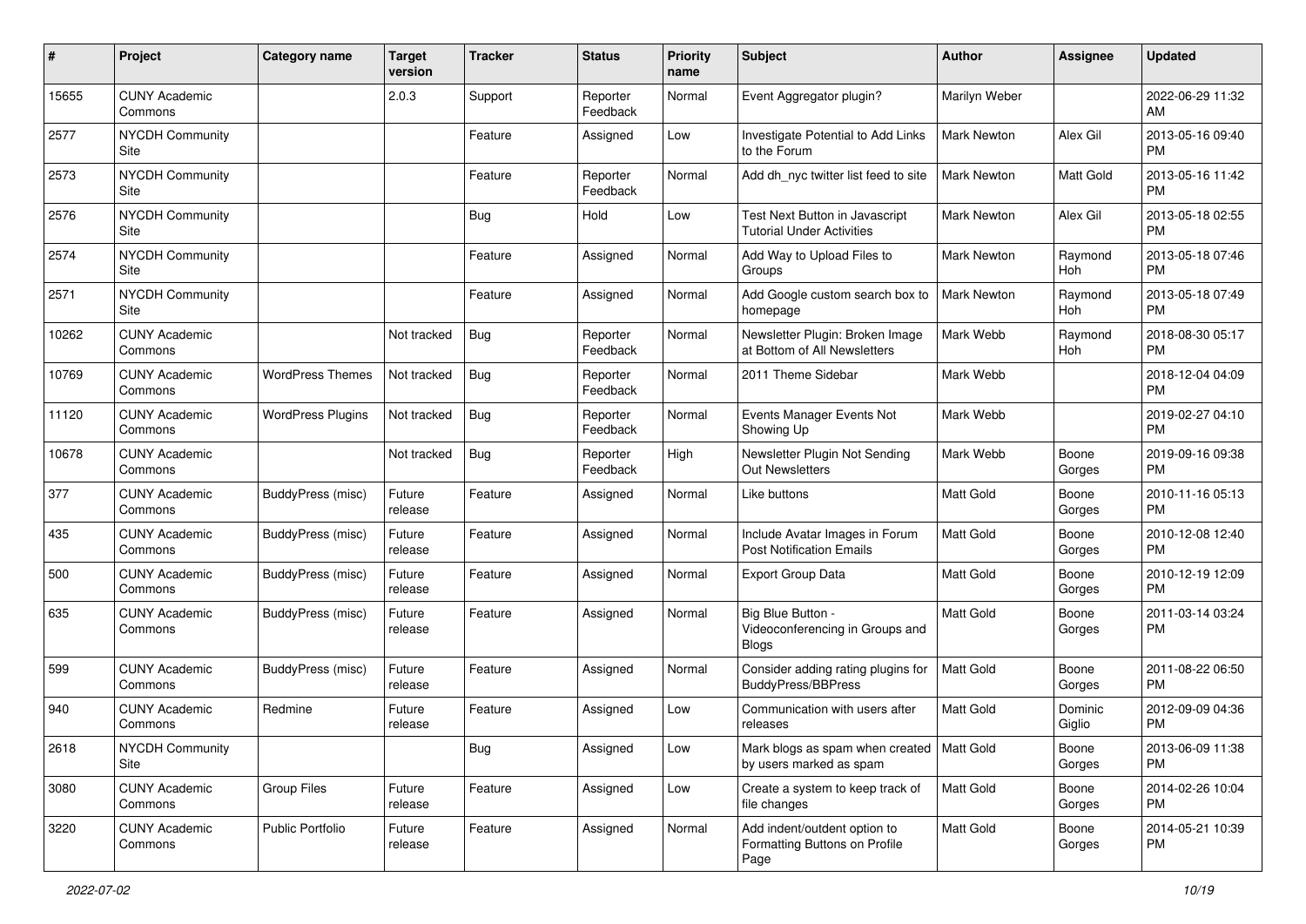| # | Project | Category name | Target version | Tracker | Status | Priority name | Subject | Author | Assignee | Updated |
|---|---|---|---|---|---|---|---|---|---|---|
| 15655 | CUNY Academic Commons | | 2.0.3 | Support | Reporter Feedback | Normal | Event Aggregator plugin? | Marilyn Weber | | 2022-06-29 11:32 AM |
| 2577 | NYCDH Community Site | | | Feature | Assigned | Low | Investigate Potential to Add Links to the Forum | Mark Newton | Alex Gil | 2013-05-16 09:40 PM |
| 2573 | NYCDH Community Site | | | Feature | Reporter Feedback | Normal | Add dh_nyc twitter list feed to site | Mark Newton | Matt Gold | 2013-05-16 11:42 PM |
| 2576 | NYCDH Community Site | | | Bug | Hold | Low | Test Next Button in Javascript Tutorial Under Activities | Mark Newton | Alex Gil | 2013-05-18 02:55 PM |
| 2574 | NYCDH Community Site | | | Feature | Assigned | Normal | Add Way to Upload Files to Groups | Mark Newton | Raymond Hoh | 2013-05-18 07:46 PM |
| 2571 | NYCDH Community Site | | | Feature | Assigned | Normal | Add Google custom search box to homepage | Mark Newton | Raymond Hoh | 2013-05-18 07:49 PM |
| 10262 | CUNY Academic Commons | | Not tracked | Bug | Reporter Feedback | Normal | Newsletter Plugin: Broken Image at Bottom of All Newsletters | Mark Webb | Raymond Hoh | 2018-08-30 05:17 PM |
| 10769 | CUNY Academic Commons | WordPress Themes | Not tracked | Bug | Reporter Feedback | Normal | 2011 Theme Sidebar | Mark Webb | | 2018-12-04 04:09 PM |
| 11120 | CUNY Academic Commons | WordPress Plugins | Not tracked | Bug | Reporter Feedback | Normal | Events Manager Events Not Showing Up | Mark Webb | | 2019-02-27 04:10 PM |
| 10678 | CUNY Academic Commons | | Not tracked | Bug | Reporter Feedback | High | Newsletter Plugin Not Sending Out Newsletters | Mark Webb | Boone Gorges | 2019-09-16 09:38 PM |
| 377 | CUNY Academic Commons | BuddyPress (misc) | Future release | Feature | Assigned | Normal | Like buttons | Matt Gold | Boone Gorges | 2010-11-16 05:13 PM |
| 435 | CUNY Academic Commons | BuddyPress (misc) | Future release | Feature | Assigned | Normal | Include Avatar Images in Forum Post Notification Emails | Matt Gold | Boone Gorges | 2010-12-08 12:40 PM |
| 500 | CUNY Academic Commons | BuddyPress (misc) | Future release | Feature | Assigned | Normal | Export Group Data | Matt Gold | Boone Gorges | 2010-12-19 12:09 PM |
| 635 | CUNY Academic Commons | BuddyPress (misc) | Future release | Feature | Assigned | Normal | Big Blue Button - Videoconferencing in Groups and Blogs | Matt Gold | Boone Gorges | 2011-03-14 03:24 PM |
| 599 | CUNY Academic Commons | BuddyPress (misc) | Future release | Feature | Assigned | Normal | Consider adding rating plugins for BuddyPress/BBPress | Matt Gold | Boone Gorges | 2011-08-22 06:50 PM |
| 940 | CUNY Academic Commons | Redmine | Future release | Feature | Assigned | Low | Communication with users after releases | Matt Gold | Dominic Giglio | 2012-09-09 04:36 PM |
| 2618 | NYCDH Community Site | | | Bug | Assigned | Low | Mark blogs as spam when created by users marked as spam | Matt Gold | Boone Gorges | 2013-06-09 11:38 PM |
| 3080 | CUNY Academic Commons | Group Files | Future release | Feature | Assigned | Low | Create a system to keep track of file changes | Matt Gold | Boone Gorges | 2014-02-26 10:04 PM |
| 3220 | CUNY Academic Commons | Public Portfolio | Future release | Feature | Assigned | Normal | Add indent/outdent option to Formatting Buttons on Profile Page | Matt Gold | Boone Gorges | 2014-05-21 10:39 PM |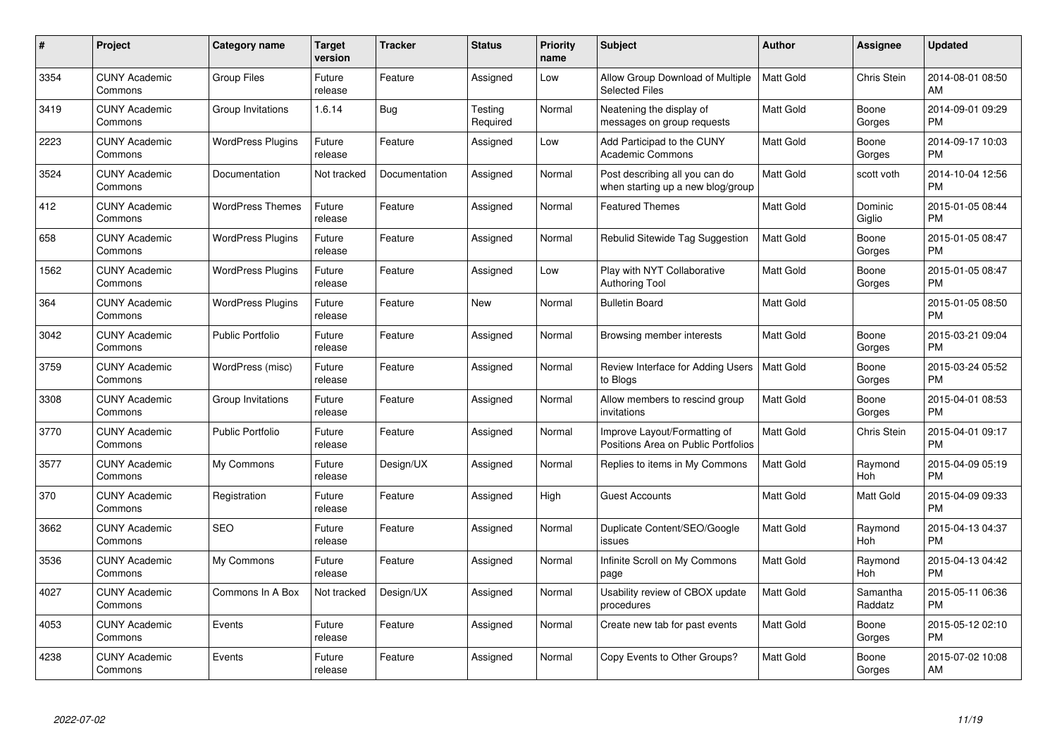| # | Project | Category name | Target version | Tracker | Status | Priority name | Subject | Author | Assignee | Updated |
|---|---|---|---|---|---|---|---|---|---|---|
| 3354 | CUNY Academic Commons | Group Files | Future release | Feature | Assigned | Low | Allow Group Download of Multiple Selected Files | Matt Gold | Chris Stein | 2014-08-01 08:50 AM |
| 3419 | CUNY Academic Commons | Group Invitations | 1.6.14 | Bug | Testing Required | Normal | Neatening the display of messages on group requests | Matt Gold | Boone Gorges | 2014-09-01 09:29 PM |
| 2223 | CUNY Academic Commons | WordPress Plugins | Future release | Feature | Assigned | Low | Add Participad to the CUNY Academic Commons | Matt Gold | Boone Gorges | 2014-09-17 10:03 PM |
| 3524 | CUNY Academic Commons | Documentation | Not tracked | Documentation | Assigned | Normal | Post describing all you can do when starting up a new blog/group | Matt Gold | scott voth | 2014-10-04 12:56 PM |
| 412 | CUNY Academic Commons | WordPress Themes | Future release | Feature | Assigned | Normal | Featured Themes | Matt Gold | Dominic Giglio | 2015-01-05 08:44 PM |
| 658 | CUNY Academic Commons | WordPress Plugins | Future release | Feature | Assigned | Normal | Rebulid Sitewide Tag Suggestion | Matt Gold | Boone Gorges | 2015-01-05 08:47 PM |
| 1562 | CUNY Academic Commons | WordPress Plugins | Future release | Feature | Assigned | Low | Play with NYT Collaborative Authoring Tool | Matt Gold | Boone Gorges | 2015-01-05 08:47 PM |
| 364 | CUNY Academic Commons | WordPress Plugins | Future release | Feature | New | Normal | Bulletin Board | Matt Gold | | 2015-01-05 08:50 PM |
| 3042 | CUNY Academic Commons | Public Portfolio | Future release | Feature | Assigned | Normal | Browsing member interests | Matt Gold | Boone Gorges | 2015-03-21 09:04 PM |
| 3759 | CUNY Academic Commons | WordPress (misc) | Future release | Feature | Assigned | Normal | Review Interface for Adding Users to Blogs | Matt Gold | Boone Gorges | 2015-03-24 05:52 PM |
| 3308 | CUNY Academic Commons | Group Invitations | Future release | Feature | Assigned | Normal | Allow members to rescind group invitations | Matt Gold | Boone Gorges | 2015-04-01 08:53 PM |
| 3770 | CUNY Academic Commons | Public Portfolio | Future release | Feature | Assigned | Normal | Improve Layout/Formatting of Positions Area on Public Portfolios | Matt Gold | Chris Stein | 2015-04-01 09:17 PM |
| 3577 | CUNY Academic Commons | My Commons | Future release | Design/UX | Assigned | Normal | Replies to items in My Commons | Matt Gold | Raymond Hoh | 2015-04-09 05:19 PM |
| 370 | CUNY Academic Commons | Registration | Future release | Feature | Assigned | High | Guest Accounts | Matt Gold | Matt Gold | 2015-04-09 09:33 PM |
| 3662 | CUNY Academic Commons | SEO | Future release | Feature | Assigned | Normal | Duplicate Content/SEO/Google issues | Matt Gold | Raymond Hoh | 2015-04-13 04:37 PM |
| 3536 | CUNY Academic Commons | My Commons | Future release | Feature | Assigned | Normal | Infinite Scroll on My Commons page | Matt Gold | Raymond Hoh | 2015-04-13 04:42 PM |
| 4027 | CUNY Academic Commons | Commons In A Box | Not tracked | Design/UX | Assigned | Normal | Usability review of CBOX update procedures | Matt Gold | Samantha Raddatz | 2015-05-11 06:36 PM |
| 4053 | CUNY Academic Commons | Events | Future release | Feature | Assigned | Normal | Create new tab for past events | Matt Gold | Boone Gorges | 2015-05-12 02:10 PM |
| 4238 | CUNY Academic Commons | Events | Future release | Feature | Assigned | Normal | Copy Events to Other Groups? | Matt Gold | Boone Gorges | 2015-07-02 10:08 AM |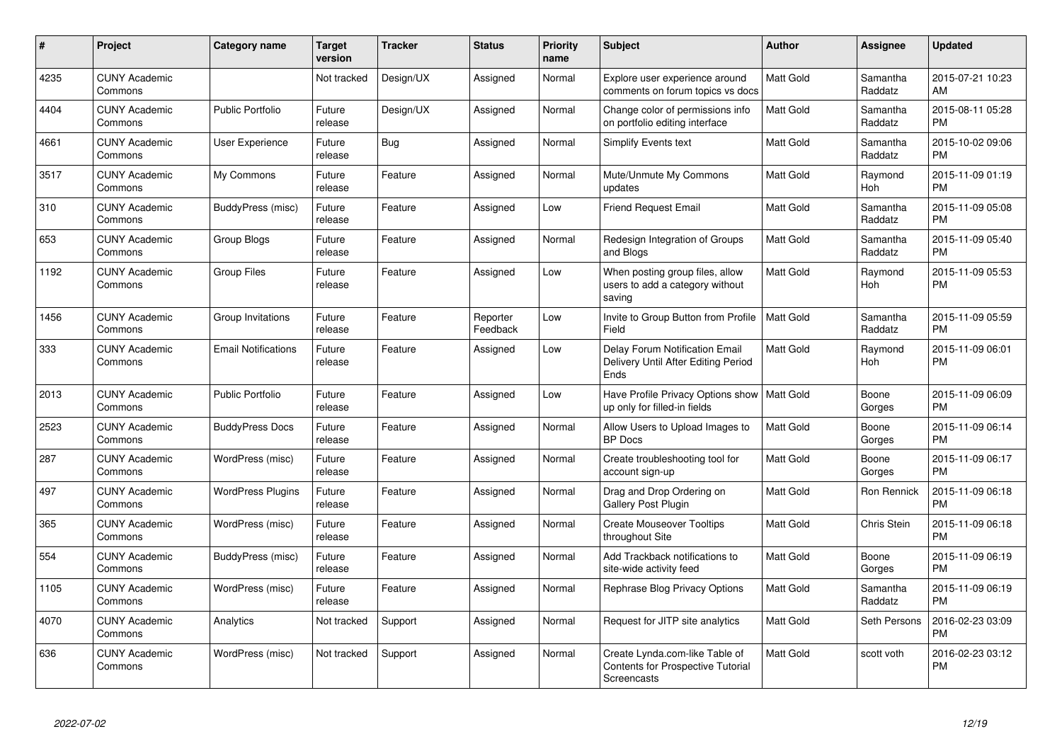| # | Project | Category name | Target version | Tracker | Status | Priority name | Subject | Author | Assignee | Updated |
|---|---|---|---|---|---|---|---|---|---|---|
| 4235 | CUNY Academic Commons | | Not tracked | Design/UX | Assigned | Normal | Explore user experience around comments on forum topics vs docs | Matt Gold | Samantha Raddatz | 2015-07-21 10:23 AM |
| 4404 | CUNY Academic Commons | Public Portfolio | Future release | Design/UX | Assigned | Normal | Change color of permissions info on portfolio editing interface | Matt Gold | Samantha Raddatz | 2015-08-11 05:28 PM |
| 4661 | CUNY Academic Commons | User Experience | Future release | Bug | Assigned | Normal | Simplify Events text | Matt Gold | Samantha Raddatz | 2015-10-02 09:06 PM |
| 3517 | CUNY Academic Commons | My Commons | Future release | Feature | Assigned | Normal | Mute/Unmute My Commons updates | Matt Gold | Raymond Hoh | 2015-11-09 01:19 PM |
| 310 | CUNY Academic Commons | BuddyPress (misc) | Future release | Feature | Assigned | Low | Friend Request Email | Matt Gold | Samantha Raddatz | 2015-11-09 05:08 PM |
| 653 | CUNY Academic Commons | Group Blogs | Future release | Feature | Assigned | Normal | Redesign Integration of Groups and Blogs | Matt Gold | Samantha Raddatz | 2015-11-09 05:40 PM |
| 1192 | CUNY Academic Commons | Group Files | Future release | Feature | Assigned | Low | When posting group files, allow users to add a category without saving | Matt Gold | Raymond Hoh | 2015-11-09 05:53 PM |
| 1456 | CUNY Academic Commons | Group Invitations | Future release | Feature | Reporter Feedback | Low | Invite to Group Button from Profile Field | Matt Gold | Samantha Raddatz | 2015-11-09 05:59 PM |
| 333 | CUNY Academic Commons | Email Notifications | Future release | Feature | Assigned | Low | Delay Forum Notification Email Delivery Until After Editing Period Ends | Matt Gold | Raymond Hoh | 2015-11-09 06:01 PM |
| 2013 | CUNY Academic Commons | Public Portfolio | Future release | Feature | Assigned | Low | Have Profile Privacy Options show up only for filled-in fields | Matt Gold | Boone Gorges | 2015-11-09 06:09 PM |
| 2523 | CUNY Academic Commons | BuddyPress Docs | Future release | Feature | Assigned | Normal | Allow Users to Upload Images to BP Docs | Matt Gold | Boone Gorges | 2015-11-09 06:14 PM |
| 287 | CUNY Academic Commons | WordPress (misc) | Future release | Feature | Assigned | Normal | Create troubleshooting tool for account sign-up | Matt Gold | Boone Gorges | 2015-11-09 06:17 PM |
| 497 | CUNY Academic Commons | WordPress Plugins | Future release | Feature | Assigned | Normal | Drag and Drop Ordering on Gallery Post Plugin | Matt Gold | Ron Rennick | 2015-11-09 06:18 PM |
| 365 | CUNY Academic Commons | WordPress (misc) | Future release | Feature | Assigned | Normal | Create Mouseover Tooltips throughout Site | Matt Gold | Chris Stein | 2015-11-09 06:18 PM |
| 554 | CUNY Academic Commons | BuddyPress (misc) | Future release | Feature | Assigned | Normal | Add Trackback notifications to site-wide activity feed | Matt Gold | Boone Gorges | 2015-11-09 06:19 PM |
| 1105 | CUNY Academic Commons | WordPress (misc) | Future release | Feature | Assigned | Normal | Rephrase Blog Privacy Options | Matt Gold | Samantha Raddatz | 2015-11-09 06:19 PM |
| 4070 | CUNY Academic Commons | Analytics | Not tracked | Support | Assigned | Normal | Request for JITP site analytics | Matt Gold | Seth Persons | 2016-02-23 03:09 PM |
| 636 | CUNY Academic Commons | WordPress (misc) | Not tracked | Support | Assigned | Normal | Create Lynda.com-like Table of Contents for Prospective Tutorial Screencasts | Matt Gold | scott voth | 2016-02-23 03:12 PM |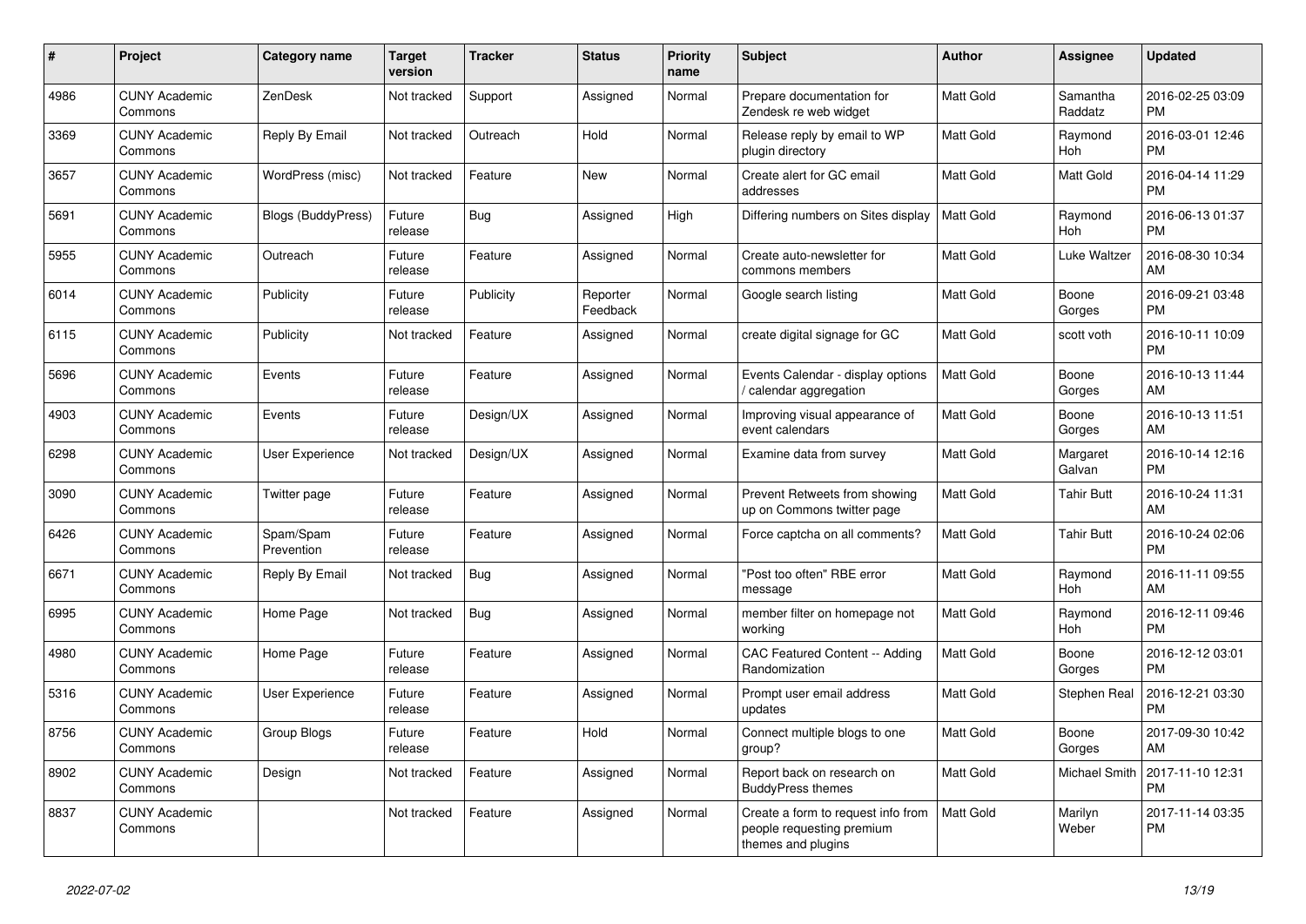| # | Project | Category name | Target version | Tracker | Status | Priority name | Subject | Author | Assignee | Updated |
|---|---|---|---|---|---|---|---|---|---|---|
| 4986 | CUNY Academic Commons | ZenDesk | Not tracked | Support | Assigned | Normal | Prepare documentation for Zendesk re web widget | Matt Gold | Samantha Raddatz | 2016-02-25 03:09 PM |
| 3369 | CUNY Academic Commons | Reply By Email | Not tracked | Outreach | Hold | Normal | Release reply by email to WP plugin directory | Matt Gold | Raymond Hoh | 2016-03-01 12:46 PM |
| 3657 | CUNY Academic Commons | WordPress (misc) | Not tracked | Feature | New | Normal | Create alert for GC email addresses | Matt Gold | Matt Gold | 2016-04-14 11:29 PM |
| 5691 | CUNY Academic Commons | Blogs (BuddyPress) | Future release | Bug | Assigned | High | Differing numbers on Sites display | Matt Gold | Raymond Hoh | 2016-06-13 01:37 PM |
| 5955 | CUNY Academic Commons | Outreach | Future release | Feature | Assigned | Normal | Create auto-newsletter for commons members | Matt Gold | Luke Waltzer | 2016-08-30 10:34 AM |
| 6014 | CUNY Academic Commons | Publicity | Future release | Publicity | Reporter Feedback | Normal | Google search listing | Matt Gold | Boone Gorges | 2016-09-21 03:48 PM |
| 6115 | CUNY Academic Commons | Publicity | Not tracked | Feature | Assigned | Normal | create digital signage for GC | Matt Gold | scott voth | 2016-10-11 10:09 PM |
| 5696 | CUNY Academic Commons | Events | Future release | Feature | Assigned | Normal | Events Calendar - display options / calendar aggregation | Matt Gold | Boone Gorges | 2016-10-13 11:44 AM |
| 4903 | CUNY Academic Commons | Events | Future release | Design/UX | Assigned | Normal | Improving visual appearance of event calendars | Matt Gold | Boone Gorges | 2016-10-13 11:51 AM |
| 6298 | CUNY Academic Commons | User Experience | Not tracked | Design/UX | Assigned | Normal | Examine data from survey | Matt Gold | Margaret Galvan | 2016-10-14 12:16 PM |
| 3090 | CUNY Academic Commons | Twitter page | Future release | Feature | Assigned | Normal | Prevent Retweets from showing up on Commons twitter page | Matt Gold | Tahir Butt | 2016-10-24 11:31 AM |
| 6426 | CUNY Academic Commons | Spam/Spam Prevention | Future release | Feature | Assigned | Normal | Force captcha on all comments? | Matt Gold | Tahir Butt | 2016-10-24 02:06 PM |
| 6671 | CUNY Academic Commons | Reply By Email | Not tracked | Bug | Assigned | Normal | "Post too often" RBE error message | Matt Gold | Raymond Hoh | 2016-11-11 09:55 AM |
| 6995 | CUNY Academic Commons | Home Page | Not tracked | Bug | Assigned | Normal | member filter on homepage not working | Matt Gold | Raymond Hoh | 2016-12-11 09:46 PM |
| 4980 | CUNY Academic Commons | Home Page | Future release | Feature | Assigned | Normal | CAC Featured Content -- Adding Randomization | Matt Gold | Boone Gorges | 2016-12-12 03:01 PM |
| 5316 | CUNY Academic Commons | User Experience | Future release | Feature | Assigned | Normal | Prompt user email address updates | Matt Gold | Stephen Real | 2016-12-21 03:30 PM |
| 8756 | CUNY Academic Commons | Group Blogs | Future release | Feature | Hold | Normal | Connect multiple blogs to one group? | Matt Gold | Boone Gorges | 2017-09-30 10:42 AM |
| 8902 | CUNY Academic Commons | Design | Not tracked | Feature | Assigned | Normal | Report back on research on BuddyPress themes | Matt Gold | Michael Smith | 2017-11-10 12:31 PM |
| 8837 | CUNY Academic Commons | | Not tracked | Feature | Assigned | Normal | Create a form to request info from people requesting premium themes and plugins | Matt Gold | Marilyn Weber | 2017-11-14 03:35 PM |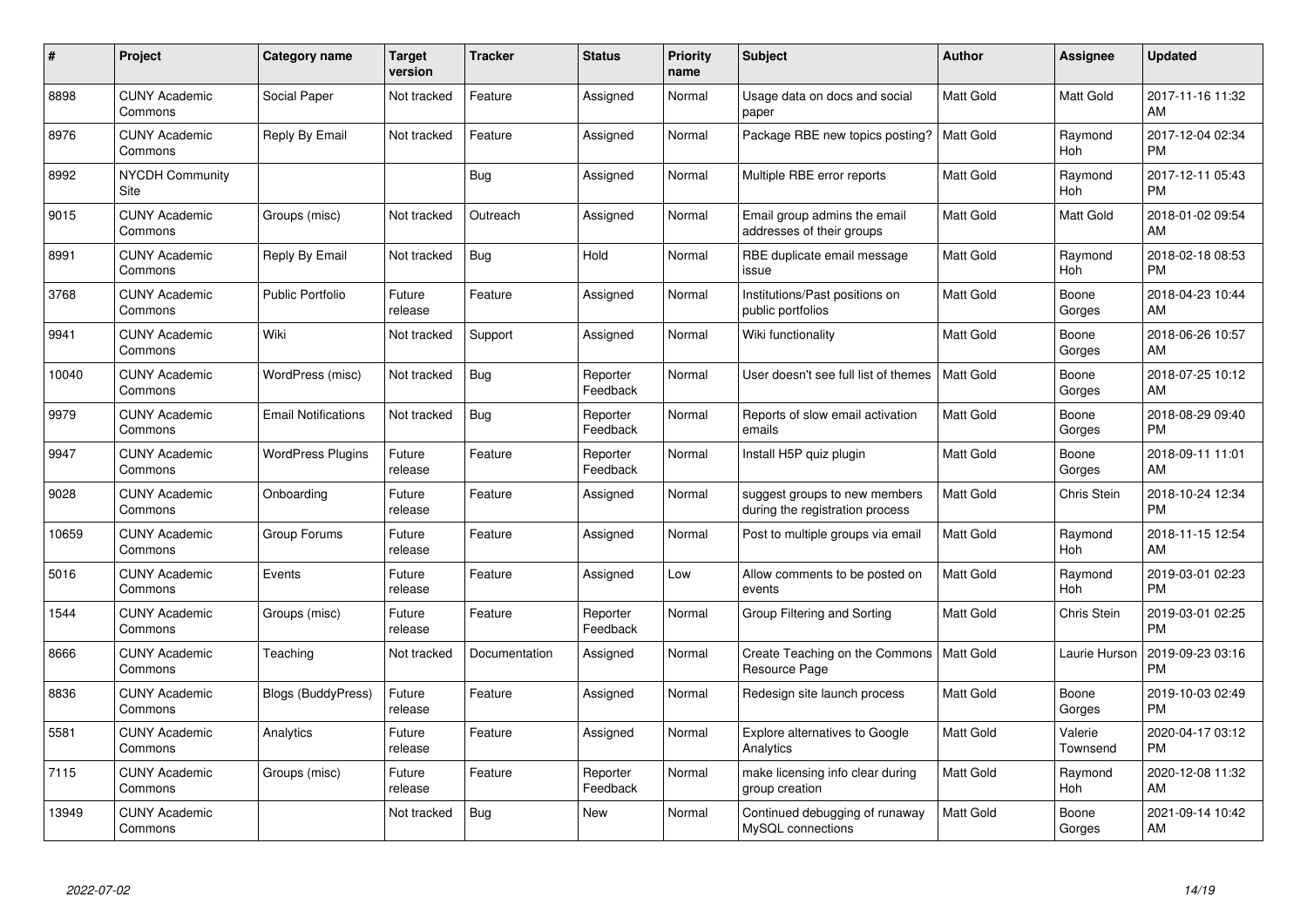| # | Project | Category name | Target version | Tracker | Status | Priority name | Subject | Author | Assignee | Updated |
|---|---|---|---|---|---|---|---|---|---|---|
| 8898 | CUNY Academic Commons | Social Paper | Not tracked | Feature | Assigned | Normal | Usage data on docs and social paper | Matt Gold | Matt Gold | 2017-11-16 11:32 AM |
| 8976 | CUNY Academic Commons | Reply By Email | Not tracked | Feature | Assigned | Normal | Package RBE new topics posting? | Matt Gold | Raymond Hoh | 2017-12-04 02:34 PM |
| 8992 | NYCDH Community Site | | | Bug | Assigned | Normal | Multiple RBE error reports | Matt Gold | Raymond Hoh | 2017-12-11 05:43 PM |
| 9015 | CUNY Academic Commons | Groups (misc) | Not tracked | Outreach | Assigned | Normal | Email group admins the email addresses of their groups | Matt Gold | Matt Gold | 2018-01-02 09:54 AM |
| 8991 | CUNY Academic Commons | Reply By Email | Not tracked | Bug | Hold | Normal | RBE duplicate email message issue | Matt Gold | Raymond Hoh | 2018-02-18 08:53 PM |
| 3768 | CUNY Academic Commons | Public Portfolio | Future release | Feature | Assigned | Normal | Institutions/Past positions on public portfolios | Matt Gold | Boone Gorges | 2018-04-23 10:44 AM |
| 9941 | CUNY Academic Commons | Wiki | Not tracked | Support | Assigned | Normal | Wiki functionality | Matt Gold | Boone Gorges | 2018-06-26 10:57 AM |
| 10040 | CUNY Academic Commons | WordPress (misc) | Not tracked | Bug | Reporter Feedback | Normal | User doesn't see full list of themes | Matt Gold | Boone Gorges | 2018-07-25 10:12 AM |
| 9979 | CUNY Academic Commons | Email Notifications | Not tracked | Bug | Reporter Feedback | Normal | Reports of slow email activation emails | Matt Gold | Boone Gorges | 2018-08-29 09:40 PM |
| 9947 | CUNY Academic Commons | WordPress Plugins | Future release | Feature | Reporter Feedback | Normal | Install H5P quiz plugin | Matt Gold | Boone Gorges | 2018-09-11 11:01 AM |
| 9028 | CUNY Academic Commons | Onboarding | Future release | Feature | Assigned | Normal | suggest groups to new members during the registration process | Matt Gold | Chris Stein | 2018-10-24 12:34 PM |
| 10659 | CUNY Academic Commons | Group Forums | Future release | Feature | Assigned | Normal | Post to multiple groups via email | Matt Gold | Raymond Hoh | 2018-11-15 12:54 AM |
| 5016 | CUNY Academic Commons | Events | Future release | Feature | Assigned | Low | Allow comments to be posted on events | Matt Gold | Raymond Hoh | 2019-03-01 02:23 PM |
| 1544 | CUNY Academic Commons | Groups (misc) | Future release | Feature | Reporter Feedback | Normal | Group Filtering and Sorting | Matt Gold | Chris Stein | 2019-03-01 02:25 PM |
| 8666 | CUNY Academic Commons | Teaching | Not tracked | Documentation | Assigned | Normal | Create Teaching on the Commons Resource Page | Matt Gold | Laurie Hurson | 2019-09-23 03:16 PM |
| 8836 | CUNY Academic Commons | Blogs (BuddyPress) | Future release | Feature | Assigned | Normal | Redesign site launch process | Matt Gold | Boone Gorges | 2019-10-03 02:49 PM |
| 5581 | CUNY Academic Commons | Analytics | Future release | Feature | Assigned | Normal | Explore alternatives to Google Analytics | Matt Gold | Valerie Townsend | 2020-04-17 03:12 PM |
| 7115 | CUNY Academic Commons | Groups (misc) | Future release | Feature | Reporter Feedback | Normal | make licensing info clear during group creation | Matt Gold | Raymond Hoh | 2020-12-08 11:32 AM |
| 13949 | CUNY Academic Commons | | Not tracked | Bug | New | Normal | Continued debugging of runaway MySQL connections | Matt Gold | Boone Gorges | 2021-09-14 10:42 AM |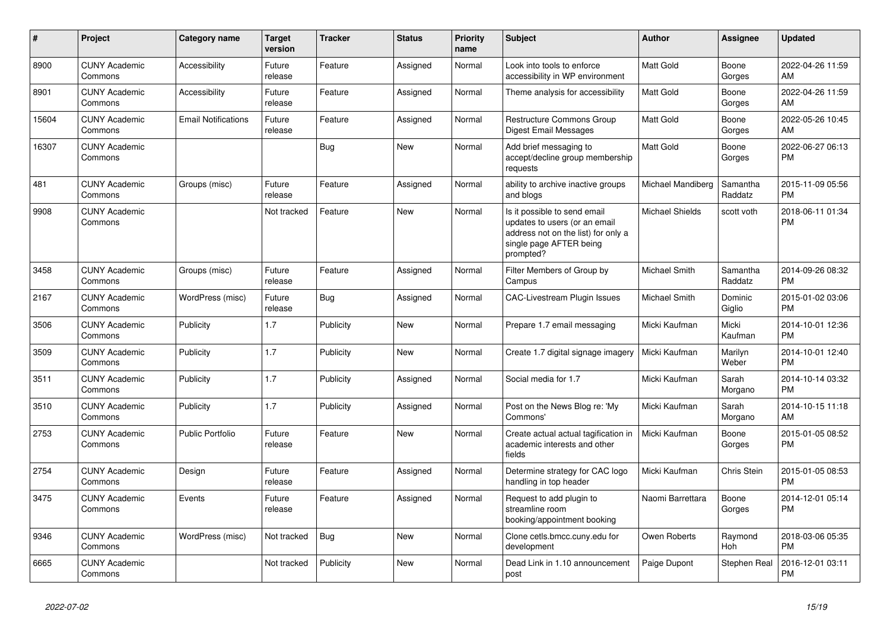| # | Project | Category name | Target version | Tracker | Status | Priority name | Subject | Author | Assignee | Updated |
|---|---|---|---|---|---|---|---|---|---|---|
| 8900 | CUNY Academic Commons | Accessibility | Future release | Feature | Assigned | Normal | Look into tools to enforce accessibility in WP environment | Matt Gold | Boone Gorges | 2022-04-26 11:59 AM |
| 8901 | CUNY Academic Commons | Accessibility | Future release | Feature | Assigned | Normal | Theme analysis for accessibility | Matt Gold | Boone Gorges | 2022-04-26 11:59 AM |
| 15604 | CUNY Academic Commons | Email Notifications | Future release | Feature | Assigned | Normal | Restructure Commons Group Digest Email Messages | Matt Gold | Boone Gorges | 2022-05-26 10:45 AM |
| 16307 | CUNY Academic Commons | | | Bug | New | Normal | Add brief messaging to accept/decline group membership requests | Matt Gold | Boone Gorges | 2022-06-27 06:13 PM |
| 481 | CUNY Academic Commons | Groups (misc) | Future release | Feature | Assigned | Normal | ability to archive inactive groups and blogs | Michael Mandiberg | Samantha Raddatz | 2015-11-09 05:56 PM |
| 9908 | CUNY Academic Commons | | Not tracked | Feature | New | Normal | Is it possible to send email updates to users (or an email address not on the list) for only a single page AFTER being prompted? | Michael Shields | scott voth | 2018-06-11 01:34 PM |
| 3458 | CUNY Academic Commons | Groups (misc) | Future release | Feature | Assigned | Normal | Filter Members of Group by Campus | Michael Smith | Samantha Raddatz | 2014-09-26 08:32 PM |
| 2167 | CUNY Academic Commons | WordPress (misc) | Future release | Bug | Assigned | Normal | CAC-Livestream Plugin Issues | Michael Smith | Dominic Giglio | 2015-01-02 03:06 PM |
| 3506 | CUNY Academic Commons | Publicity | 1.7 | Publicity | New | Normal | Prepare 1.7 email messaging | Micki Kaufman | Micki Kaufman | 2014-10-01 12:36 PM |
| 3509 | CUNY Academic Commons | Publicity | 1.7 | Publicity | New | Normal | Create 1.7 digital signage imagery | Micki Kaufman | Marilyn Weber | 2014-10-01 12:40 PM |
| 3511 | CUNY Academic Commons | Publicity | 1.7 | Publicity | Assigned | Normal | Social media for 1.7 | Micki Kaufman | Sarah Morgano | 2014-10-14 03:32 PM |
| 3510 | CUNY Academic Commons | Publicity | 1.7 | Publicity | Assigned | Normal | Post on the News Blog re: 'My Commons' | Micki Kaufman | Sarah Morgano | 2014-10-15 11:18 AM |
| 2753 | CUNY Academic Commons | Public Portfolio | Future release | Feature | New | Normal | Create actual actual tagification in academic interests and other fields | Micki Kaufman | Boone Gorges | 2015-01-05 08:52 PM |
| 2754 | CUNY Academic Commons | Design | Future release | Feature | Assigned | Normal | Determine strategy for CAC logo handling in top header | Micki Kaufman | Chris Stein | 2015-01-05 08:53 PM |
| 3475 | CUNY Academic Commons | Events | Future release | Feature | Assigned | Normal | Request to add plugin to streamline room booking/appointment booking | Naomi Barrettara | Boone Gorges | 2014-12-01 05:14 PM |
| 9346 | CUNY Academic Commons | WordPress (misc) | Not tracked | Bug | New | Normal | Clone cetls.bmcc.cuny.edu for development | Owen Roberts | Raymond Hoh | 2018-03-06 05:35 PM |
| 6665 | CUNY Academic Commons | | Not tracked | Publicity | New | Normal | Dead Link in 1.10 announcement post | Paige Dupont | Stephen Real | 2016-12-01 03:11 PM |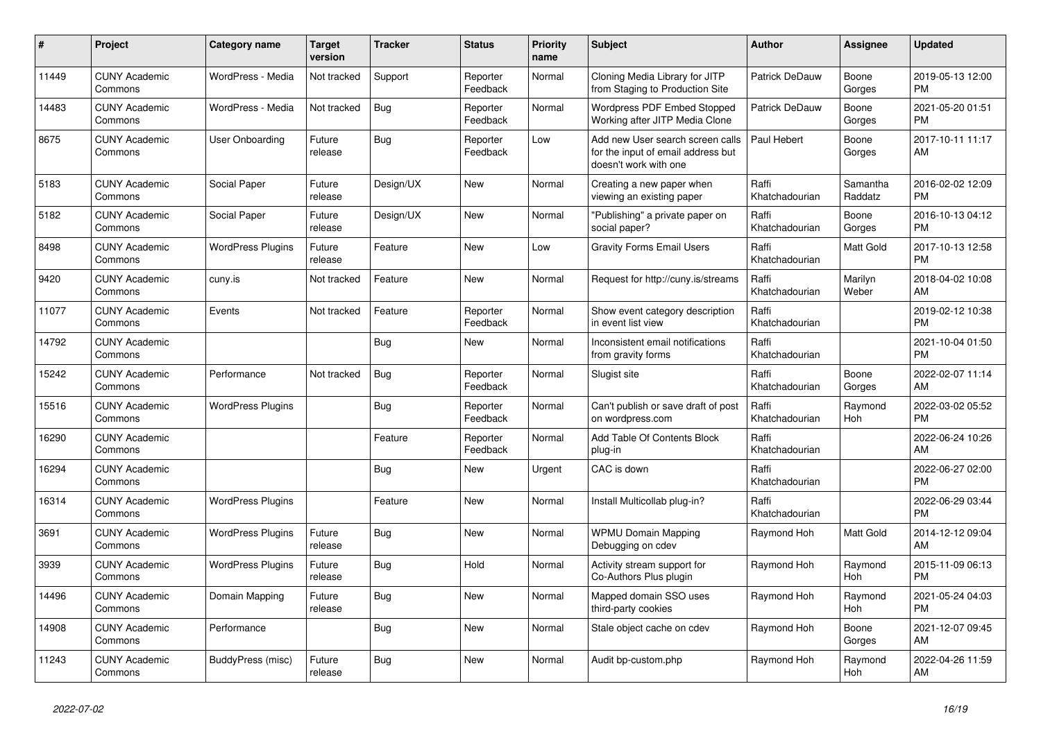| # | Project | Category name | Target version | Tracker | Status | Priority name | Subject | Author | Assignee | Updated |
|---|---|---|---|---|---|---|---|---|---|---|
| 11449 | CUNY Academic Commons | WordPress - Media | Not tracked | Support | Reporter Feedback | Normal | Cloning Media Library for JITP from Staging to Production Site | Patrick DeDauw | Boone Gorges | 2019-05-13 12:00 PM |
| 14483 | CUNY Academic Commons | WordPress - Media | Not tracked | Bug | Reporter Feedback | Normal | Wordpress PDF Embed Stopped Working after JITP Media Clone | Patrick DeDauw | Boone Gorges | 2021-05-20 01:51 PM |
| 8675 | CUNY Academic Commons | User Onboarding | Future release | Bug | Reporter Feedback | Low | Add new User search screen calls for the input of email address but doesn't work with one | Paul Hebert | Boone Gorges | 2017-10-11 11:17 AM |
| 5183 | CUNY Academic Commons | Social Paper | Future release | Design/UX | New | Normal | Creating a new paper when viewing an existing paper | Raffi Khatchadourian | Samantha Raddatz | 2016-02-02 12:09 PM |
| 5182 | CUNY Academic Commons | Social Paper | Future release | Design/UX | New | Normal | "Publishing" a private paper on social paper? | Raffi Khatchadourian | Boone Gorges | 2016-10-13 04:12 PM |
| 8498 | CUNY Academic Commons | WordPress Plugins | Future release | Feature | New | Low | Gravity Forms Email Users | Raffi Khatchadourian | Matt Gold | 2017-10-13 12:58 PM |
| 9420 | CUNY Academic Commons | cuny.is | Not tracked | Feature | New | Normal | Request for http://cuny.is/streams | Raffi Khatchadourian | Marilyn Weber | 2018-04-02 10:08 AM |
| 11077 | CUNY Academic Commons | Events | Not tracked | Feature | Reporter Feedback | Normal | Show event category description in event list view | Raffi Khatchadourian | | 2019-02-12 10:38 PM |
| 14792 | CUNY Academic Commons | | | Bug | New | Normal | Inconsistent email notifications from gravity forms | Raffi Khatchadourian | | 2021-10-04 01:50 PM |
| 15242 | CUNY Academic Commons | Performance | Not tracked | Bug | Reporter Feedback | Normal | Slugist site | Raffi Khatchadourian | Boone Gorges | 2022-02-07 11:14 AM |
| 15516 | CUNY Academic Commons | WordPress Plugins | | Bug | Reporter Feedback | Normal | Can't publish or save draft of post on wordpress.com | Raffi Khatchadourian | Raymond Hoh | 2022-03-02 05:52 PM |
| 16290 | CUNY Academic Commons | | | Feature | Reporter Feedback | Normal | Add Table Of Contents Block plug-in | Raffi Khatchadourian | | 2022-06-24 10:26 AM |
| 16294 | CUNY Academic Commons | | | Bug | New | Urgent | CAC is down | Raffi Khatchadourian | | 2022-06-27 02:00 PM |
| 16314 | CUNY Academic Commons | WordPress Plugins | | Feature | New | Normal | Install Multicollab plug-in? | Raffi Khatchadourian | | 2022-06-29 03:44 PM |
| 3691 | CUNY Academic Commons | WordPress Plugins | Future release | Bug | New | Normal | WPMU Domain Mapping Debugging on cdev | Raymond Hoh | Matt Gold | 2014-12-12 09:04 AM |
| 3939 | CUNY Academic Commons | WordPress Plugins | Future release | Bug | Hold | Normal | Activity stream support for Co-Authors Plus plugin | Raymond Hoh | Raymond Hoh | 2015-11-09 06:13 PM |
| 14496 | CUNY Academic Commons | Domain Mapping | Future release | Bug | New | Normal | Mapped domain SSO uses third-party cookies | Raymond Hoh | Raymond Hoh | 2021-05-24 04:03 PM |
| 14908 | CUNY Academic Commons | Performance | | Bug | New | Normal | Stale object cache on cdev | Raymond Hoh | Boone Gorges | 2021-12-07 09:45 AM |
| 11243 | CUNY Academic Commons | BuddyPress (misc) | Future release | Bug | New | Normal | Audit bp-custom.php | Raymond Hoh | Raymond Hoh | 2022-04-26 11:59 AM |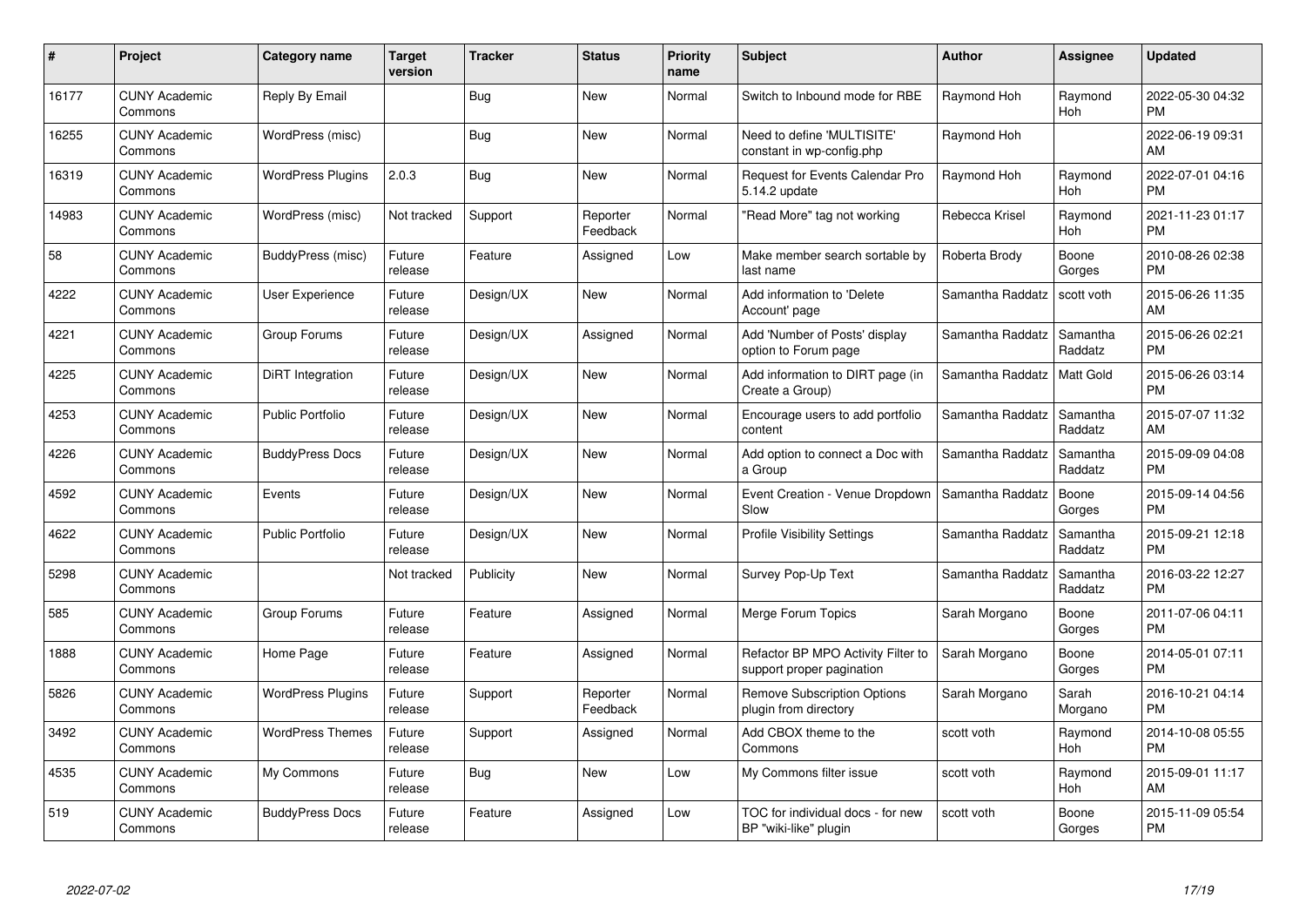| # | Project | Category name | Target version | Tracker | Status | Priority name | Subject | Author | Assignee | Updated |
|---|---|---|---|---|---|---|---|---|---|---|
| 16177 | CUNY Academic Commons | Reply By Email | | Bug | New | Normal | Switch to Inbound mode for RBE | Raymond Hoh | Raymond Hoh | 2022-05-30 04:32 PM |
| 16255 | CUNY Academic Commons | WordPress (misc) | | Bug | New | Normal | Need to define 'MULTISITE' constant in wp-config.php | Raymond Hoh | | 2022-06-19 09:31 AM |
| 16319 | CUNY Academic Commons | WordPress Plugins | 2.0.3 | Bug | New | Normal | Request for Events Calendar Pro 5.14.2 update | Raymond Hoh | Raymond Hoh | 2022-07-01 04:16 PM |
| 14983 | CUNY Academic Commons | WordPress (misc) | Not tracked | Support | Reporter Feedback | Normal | "Read More" tag not working | Rebecca Krisel | Raymond Hoh | 2021-11-23 01:17 PM |
| 58 | CUNY Academic Commons | BuddyPress (misc) | Future release | Feature | Assigned | Low | Make member search sortable by last name | Roberta Brody | Boone Gorges | 2010-08-26 02:38 PM |
| 4222 | CUNY Academic Commons | User Experience | Future release | Design/UX | New | Normal | Add information to 'Delete Account' page | Samantha Raddatz | scott voth | 2015-06-26 11:35 AM |
| 4221 | CUNY Academic Commons | Group Forums | Future release | Design/UX | Assigned | Normal | Add 'Number of Posts' display option to Forum page | Samantha Raddatz | Samantha Raddatz | 2015-06-26 02:21 PM |
| 4225 | CUNY Academic Commons | DiRT Integration | Future release | Design/UX | New | Normal | Add information to DIRT page (in Create a Group) | Samantha Raddatz | Matt Gold | 2015-06-26 03:14 PM |
| 4253 | CUNY Academic Commons | Public Portfolio | Future release | Design/UX | New | Normal | Encourage users to add portfolio content | Samantha Raddatz | Samantha Raddatz | 2015-07-07 11:32 AM |
| 4226 | CUNY Academic Commons | BuddyPress Docs | Future release | Design/UX | New | Normal | Add option to connect a Doc with a Group | Samantha Raddatz | Samantha Raddatz | 2015-09-09 04:08 PM |
| 4592 | CUNY Academic Commons | Events | Future release | Design/UX | New | Normal | Event Creation - Venue Dropdown Slow | Samantha Raddatz | Boone Gorges | 2015-09-14 04:56 PM |
| 4622 | CUNY Academic Commons | Public Portfolio | Future release | Design/UX | New | Normal | Profile Visibility Settings | Samantha Raddatz | Samantha Raddatz | 2015-09-21 12:18 PM |
| 5298 | CUNY Academic Commons | | Not tracked | Publicity | New | Normal | Survey Pop-Up Text | Samantha Raddatz | Samantha Raddatz | 2016-03-22 12:27 PM |
| 585 | CUNY Academic Commons | Group Forums | Future release | Feature | Assigned | Normal | Merge Forum Topics | Sarah Morgano | Boone Gorges | 2011-07-06 04:11 PM |
| 1888 | CUNY Academic Commons | Home Page | Future release | Feature | Assigned | Normal | Refactor BP MPO Activity Filter to support proper pagination | Sarah Morgano | Boone Gorges | 2014-05-01 07:11 PM |
| 5826 | CUNY Academic Commons | WordPress Plugins | Future release | Support | Reporter Feedback | Normal | Remove Subscription Options plugin from directory | Sarah Morgano | Sarah Morgano | 2016-10-21 04:14 PM |
| 3492 | CUNY Academic Commons | WordPress Themes | Future release | Support | Assigned | Normal | Add CBOX theme to the Commons | scott voth | Raymond Hoh | 2014-10-08 05:55 PM |
| 4535 | CUNY Academic Commons | My Commons | Future release | Bug | New | Low | My Commons filter issue | scott voth | Raymond Hoh | 2015-09-01 11:17 AM |
| 519 | CUNY Academic Commons | BuddyPress Docs | Future release | Feature | Assigned | Low | TOC for individual docs - for new BP "wiki-like" plugin | scott voth | Boone Gorges | 2015-11-09 05:54 PM |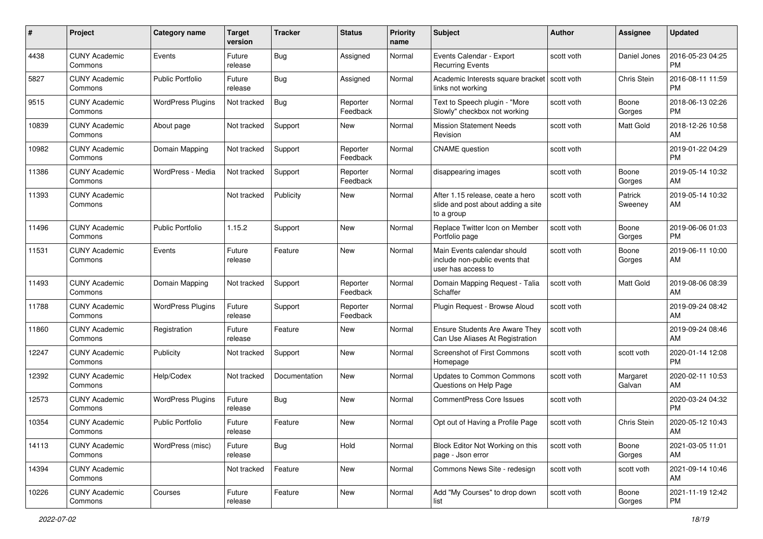| # | Project | Category name | Target version | Tracker | Status | Priority name | Subject | Author | Assignee | Updated |
|---|---|---|---|---|---|---|---|---|---|---|
| 4438 | CUNY Academic Commons | Events | Future release | Bug | Assigned | Normal | Events Calendar - Export Recurring Events | scott voth | Daniel Jones | 2016-05-23 04:25 PM |
| 5827 | CUNY Academic Commons | Public Portfolio | Future release | Bug | Assigned | Normal | Academic Interests square bracket links not working | scott voth | Chris Stein | 2016-08-11 11:59 PM |
| 9515 | CUNY Academic Commons | WordPress Plugins | Not tracked | Bug | Reporter Feedback | Normal | Text to Speech plugin - "More Slowly" checkbox not working | scott voth | Boone Gorges | 2018-06-13 02:26 PM |
| 10839 | CUNY Academic Commons | About page | Not tracked | Support | New | Normal | Mission Statement Needs Revision | scott voth | Matt Gold | 2018-12-26 10:58 AM |
| 10982 | CUNY Academic Commons | Domain Mapping | Not tracked | Support | Reporter Feedback | Normal | CNAME question | scott voth | | 2019-01-22 04:29 PM |
| 11386 | CUNY Academic Commons | WordPress - Media | Not tracked | Support | Reporter Feedback | Normal | disappearing images | scott voth | Boone Gorges | 2019-05-14 10:32 AM |
| 11393 | CUNY Academic Commons | | Not tracked | Publicity | New | Normal | After 1.15 release, ceate a hero slide and post about adding a site to a group | scott voth | Patrick Sweeney | 2019-05-14 10:32 AM |
| 11496 | CUNY Academic Commons | Public Portfolio | 1.15.2 | Support | New | Normal | Replace Twitter Icon on Member Portfolio page | scott voth | Boone Gorges | 2019-06-06 01:03 PM |
| 11531 | CUNY Academic Commons | Events | Future release | Feature | New | Normal | Main Events calendar should include non-public events that user has access to | scott voth | Boone Gorges | 2019-06-11 10:00 AM |
| 11493 | CUNY Academic Commons | Domain Mapping | Not tracked | Support | Reporter Feedback | Normal | Domain Mapping Request - Talia Schaffer | scott voth | Matt Gold | 2019-08-06 08:39 AM |
| 11788 | CUNY Academic Commons | WordPress Plugins | Future release | Support | Reporter Feedback | Normal | Plugin Request - Browse Aloud | scott voth | | 2019-09-24 08:42 AM |
| 11860 | CUNY Academic Commons | Registration | Future release | Feature | New | Normal | Ensure Students Are Aware They Can Use Aliases At Registration | scott voth | | 2019-09-24 08:46 AM |
| 12247 | CUNY Academic Commons | Publicity | Not tracked | Support | New | Normal | Screenshot of First Commons Homepage | scott voth | scott voth | 2020-01-14 12:08 PM |
| 12392 | CUNY Academic Commons | Help/Codex | Not tracked | Documentation | New | Normal | Updates to Common Commons Questions on Help Page | scott voth | Margaret Galvan | 2020-02-11 10:53 AM |
| 12573 | CUNY Academic Commons | WordPress Plugins | Future release | Bug | New | Normal | CommentPress Core Issues | scott voth | | 2020-03-24 04:32 PM |
| 10354 | CUNY Academic Commons | Public Portfolio | Future release | Feature | New | Normal | Opt out of Having a Profile Page | scott voth | Chris Stein | 2020-05-12 10:43 AM |
| 14113 | CUNY Academic Commons | WordPress (misc) | Future release | Bug | Hold | Normal | Block Editor Not Working on this page - Json error | scott voth | Boone Gorges | 2021-03-05 11:01 AM |
| 14394 | CUNY Academic Commons | | Not tracked | Feature | New | Normal | Commons News Site - redesign | scott voth | scott voth | 2021-09-14 10:46 AM |
| 10226 | CUNY Academic Commons | Courses | Future release | Feature | New | Normal | Add "My Courses" to drop down list | scott voth | Boone Gorges | 2021-11-19 12:42 PM |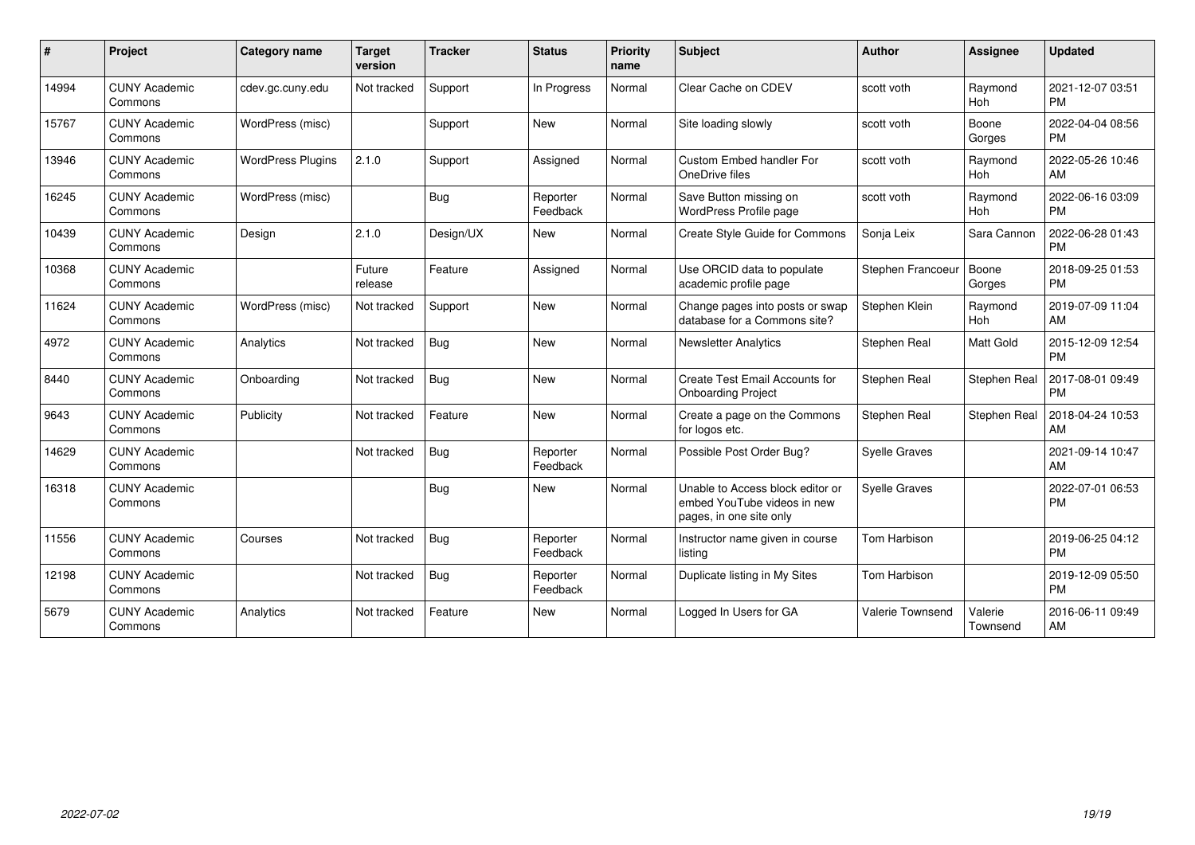| # | Project | Category name | Target version | Tracker | Status | Priority name | Subject | Author | Assignee | Updated |
|---|---|---|---|---|---|---|---|---|---|---|
| 14994 | CUNY Academic Commons | cdev.gc.cuny.edu | Not tracked | Support | In Progress | Normal | Clear Cache on CDEV | scott voth | Raymond Hoh | 2021-12-07 03:51 PM |
| 15767 | CUNY Academic Commons | WordPress (misc) | | Support | New | Normal | Site loading slowly | scott voth | Boone Gorges | 2022-04-04 08:56 PM |
| 13946 | CUNY Academic Commons | WordPress Plugins | 2.1.0 | Support | Assigned | Normal | Custom Embed handler For OneDrive files | scott voth | Raymond Hoh | 2022-05-26 10:46 AM |
| 16245 | CUNY Academic Commons | WordPress (misc) | | Bug | Reporter Feedback | Normal | Save Button missing on WordPress Profile page | scott voth | Raymond Hoh | 2022-06-16 03:09 PM |
| 10439 | CUNY Academic Commons | Design | 2.1.0 | Design/UX | New | Normal | Create Style Guide for Commons | Sonja Leix | Sara Cannon | 2022-06-28 01:43 PM |
| 10368 | CUNY Academic Commons | | Future release | Feature | Assigned | Normal | Use ORCID data to populate academic profile page | Stephen Francoeur | Boone Gorges | 2018-09-25 01:53 PM |
| 11624 | CUNY Academic Commons | WordPress (misc) | Not tracked | Support | New | Normal | Change pages into posts or swap database for a Commons site? | Stephen Klein | Raymond Hoh | 2019-07-09 11:04 AM |
| 4972 | CUNY Academic Commons | Analytics | Not tracked | Bug | New | Normal | Newsletter Analytics | Stephen Real | Matt Gold | 2015-12-09 12:54 PM |
| 8440 | CUNY Academic Commons | Onboarding | Not tracked | Bug | New | Normal | Create Test Email Accounts for Onboarding Project | Stephen Real | Stephen Real | 2017-08-01 09:49 PM |
| 9643 | CUNY Academic Commons | Publicity | Not tracked | Feature | New | Normal | Create a page on the Commons for logos etc. | Stephen Real | Stephen Real | 2018-04-24 10:53 AM |
| 14629 | CUNY Academic Commons | | Not tracked | Bug | Reporter Feedback | Normal | Possible Post Order Bug? | Syelle Graves | | 2021-09-14 10:47 AM |
| 16318 | CUNY Academic Commons | | | Bug | New | Normal | Unable to Access block editor or embed YouTube videos in new pages, in one site only | Syelle Graves | | 2022-07-01 06:53 PM |
| 11556 | CUNY Academic Commons | Courses | Not tracked | Bug | Reporter Feedback | Normal | Instructor name given in course listing | Tom Harbison | | 2019-06-25 04:12 PM |
| 12198 | CUNY Academic Commons | | Not tracked | Bug | Reporter Feedback | Normal | Duplicate listing in My Sites | Tom Harbison | | 2019-12-09 05:50 PM |
| 5679 | CUNY Academic Commons | Analytics | Not tracked | Feature | New | Normal | Logged In Users for GA | Valerie Townsend | Valerie Townsend | 2016-06-11 09:49 AM |